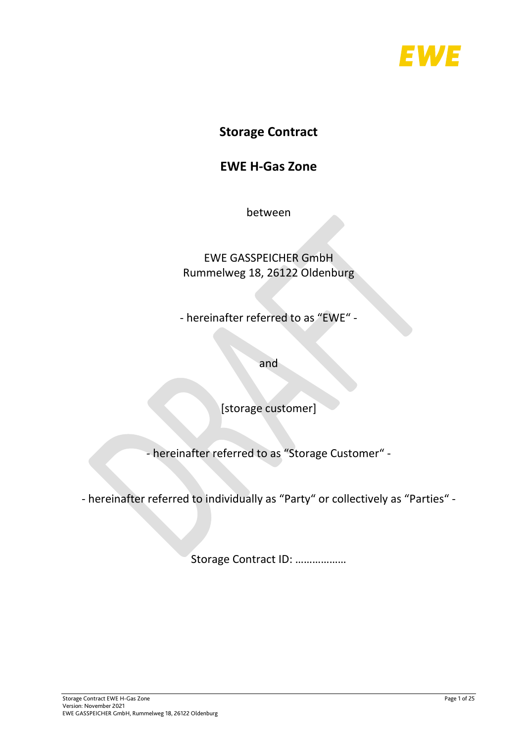# Storage Contract

## EWE H-Gas Zone

between

EWE GASSPEICHER GmbH
Rummelweg 18, 26122 Oldenburg

- hereinafter referred to as "EWE" -

and

[storage customer]

- hereinafter referred to as "Storage Customer" -

- hereinafter referred to individually as "Party" or collectively as "Parties" -

Storage Contract ID: ………………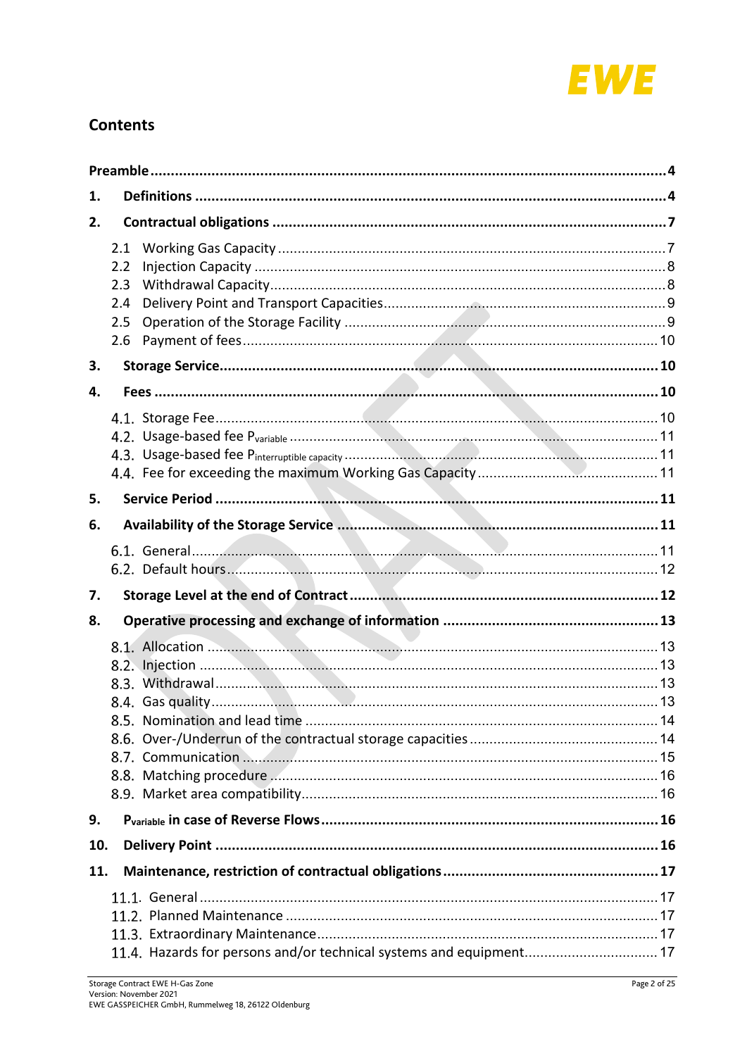## Contents

| | | |
|---|---|---|
| **Preamble** | | **4** |
| **1.** | **Definitions** | **4** |
| **2.** | **Contractual obligations** | **7** |
| 2.1 | Working Gas Capacity | 7 |
| 2.2 | Injection Capacity | 8 |
| 2.3 | Withdrawal Capacity | 8 |
| 2.4 | Delivery Point and Transport Capacities | 9 |
| 2.5 | Operation of the Storage Facility | 9 |
| 2.6 | Payment of fees | 10 |
| **3.** | **Storage Service** | **10** |
| **4.** | **Fees** | **10** |
| 4.1. | Storage Fee | 10 |
| 4.2. | Usage-based fee $P_{variable}$ | 11 |
| 4.3. | Usage-based fee $P_{interruptible\ capacity}$ | 11 |
| 4.4. | Fee for exceeding the maximum Working Gas Capacity | 11 |
| **5.** | **Service Period** | **11** |
| **6.** | **Availability of the Storage Service** | **11** |
| 6.1. | General | 11 |
| 6.2. | Default hours | 12 |
| **7.** | **Storage Level at the end of Contract** | **12** |
| **8.** | **Operative processing and exchange of information** | **13** |
| 8.1. | Allocation | 13 |
| 8.2. | Injection | 13 |
| 8.3. | Withdrawal | 13 |
| 8.4. | Gas quality | 13 |
| 8.5. | Nomination and lead time | 14 |
| 8.6. | Over-/Underrun of the contractual storage capacities | 14 |
| 8.7. | Communication | 15 |
| 8.8. | Matching procedure | 16 |
| 8.9. | Market area compatibility | 16 |
| **9.** | **$P_{variable}$ in case of Reverse Flows** | **16** |
| **10.** | **Delivery Point** | **16** |
| **11.** | **Maintenance, restriction of contractual obligations** | **17** |
| 11.1. | General | 17 |
| 11.2. | Planned Maintenance | 17 |
| 11.3. | Extraordinary Maintenance | 17 |
| 11.4. | Hazards for persons and/or technical systems and equipment | 17 |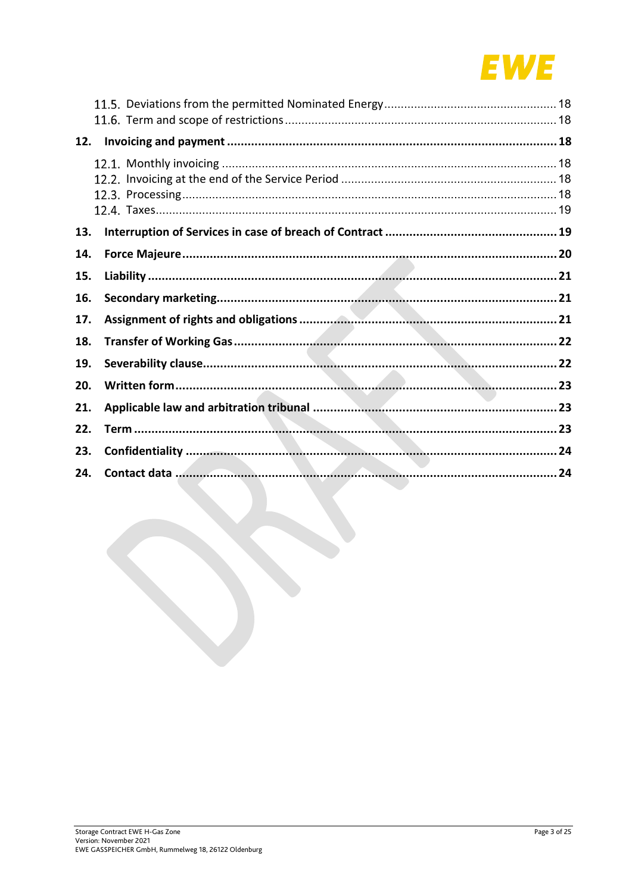11.5. Deviations from the permitted Nominated Energy .... 18
11.6. Term and scope of restrictions .... 18

**12. Invoicing and payment .... 18**

12.1. Monthly invoicing .... 18
12.2. Invoicing at the end of the Service Period .... 18
12.3. Processing .... 18
12.4. Taxes .... 19

**13. Interruption of Services in case of breach of Contract .... 19**

**14. Force Majeure .... 20**

**15. Liability .... 21**

**16. Secondary marketing .... 21**

**17. Assignment of rights and obligations .... 21**

**18. Transfer of Working Gas .... 22**

**19. Severability clause .... 22**

**20. Written form .... 23**

**21. Applicable law and arbitration tribunal .... 23**

**22. Term .... 23**

**23. Confidentiality .... 24**

**24. Contact data .... 24**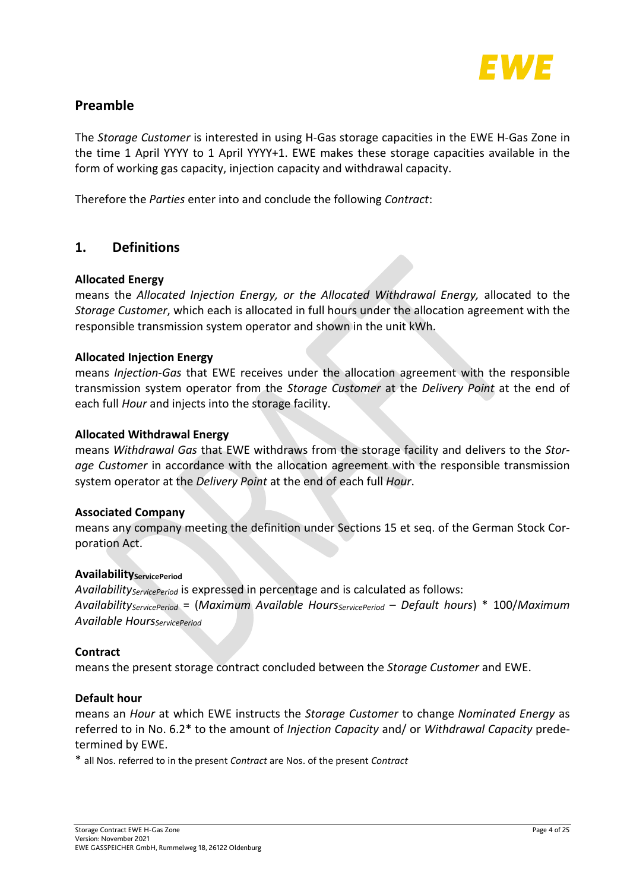## Preamble

The *Storage Customer* is interested in using H-Gas storage capacities in the EWE H-Gas Zone in the time 1 April YYYY to 1 April YYYY+1. EWE makes these storage capacities available in the form of working gas capacity, injection capacity and withdrawal capacity.

Therefore the *Parties* enter into and conclude the following *Contract*:

## 1. Definitions

**Allocated Energy**
means the *Allocated Injection Energy, or the Allocated Withdrawal Energy,* allocated to the *Storage Customer*, which each is allocated in full hours under the allocation agreement with the responsible transmission system operator and shown in the unit kWh.

**Allocated Injection Energy**
means *Injection-Gas* that EWE receives under the allocation agreement with the responsible transmission system operator from the *Storage Customer* at the *Delivery Point* at the end of each full *Hour* and injects into the storage facility.

**Allocated Withdrawal Energy**
means *Withdrawal Gas* that EWE withdraws from the storage facility and delivers to the *Storage Customer* in accordance with the allocation agreement with the responsible transmission system operator at the *Delivery Point* at the end of each full *Hour*.

**Associated Company**
means any company meeting the definition under Sections 15 et seq. of the German Stock Corporation Act.

**$\text{Availability}_{\text{ServicePeriod}}$**
$\textit{Availability}_{\textit{ServicePeriod}}$ is expressed in percentage and is calculated as follows:
$\textit{Availability}_{\textit{ServicePeriod}} = (\textit{Maximum Available Hours}_{\textit{ServicePeriod}} - \textit{Default hours}) * 100 / \textit{Maximum Available Hours}_{\textit{ServicePeriod}}$

**Contract**
means the present storage contract concluded between the *Storage Customer* and EWE.

**Default hour**
means an *Hour* at which EWE instructs the *Storage Customer* to change *Nominated Energy* as referred to in No. 6.2* to the amount of *Injection Capacity* and/ or *Withdrawal Capacity* predetermined by EWE.

* all Nos. referred to in the present *Contract* are Nos. of the present *Contract*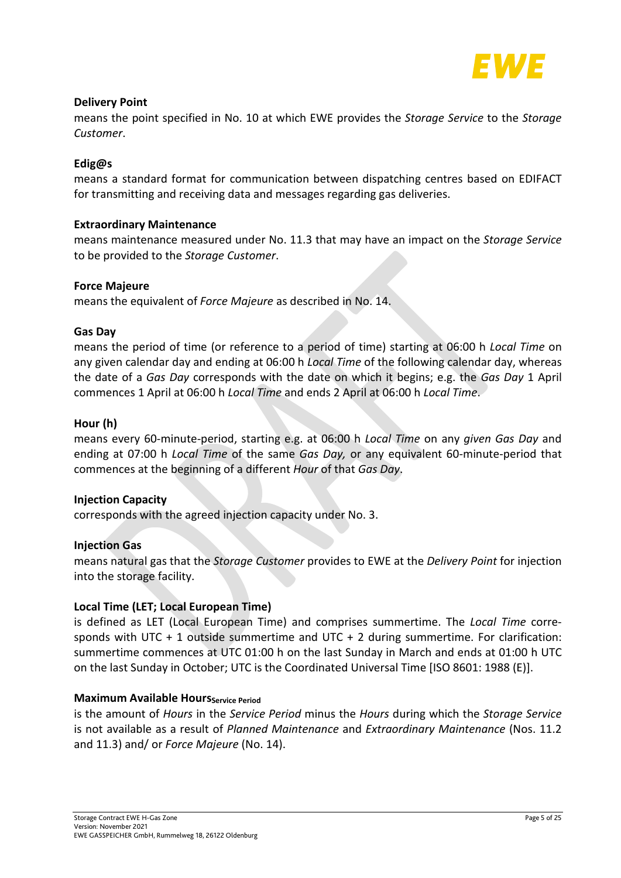**Delivery Point**

means the point specified in No. 10 at which EWE provides the *Storage Service* to the *Storage Customer*.

**Edig@s**

means a standard format for communication between dispatching centres based on EDIFACT for transmitting and receiving data and messages regarding gas deliveries.

**Extraordinary Maintenance**

means maintenance measured under No. 11.3 that may have an impact on the *Storage Service* to be provided to the *Storage Customer*.

**Force Majeure**

means the equivalent of *Force Majeure* as described in No. 14.

**Gas Day**

means the period of time (or reference to a period of time) starting at 06:00 h *Local Time* on any given calendar day and ending at 06:00 h *Local Time* of the following calendar day, whereas the date of a *Gas Day* corresponds with the date on which it begins; e.g. the *Gas Day* 1 April commences 1 April at 06:00 h *Local Time* and ends 2 April at 06:00 h *Local Time*.

**Hour (h)**

means every 60-minute-period, starting e.g. at 06:00 h *Local Time* on any *given Gas Day* and ending at 07:00 h *Local Time* of the same *Gas Day,* or any equivalent 60-minute-period that commences at the beginning of a different *Hour* of that *Gas Day*.

**Injection Capacity**

corresponds with the agreed injection capacity under No. 3.

**Injection Gas**

means natural gas that the *Storage Customer* provides to EWE at the *Delivery Point* for injection into the storage facility.

**Local Time (LET; Local European Time)**

is defined as LET (Local European Time) and comprises summertime. The *Local Time* corresponds with UTC + 1 outside summertime and UTC + 2 during summertime. For clarification: summertime commences at UTC 01:00 h on the last Sunday in March and ends at 01:00 h UTC on the last Sunday in October; UTC is the Coordinated Universal Time [ISO 8601: 1988 (E)].

**Maximum Available Hours$_{\text{Service Period}}$**

is the amount of *Hours* in the *Service Period* minus the *Hours* during which the *Storage Service* is not available as a result of *Planned Maintenance* and *Extraordinary Maintenance* (Nos. 11.2 and 11.3) and/ or *Force Majeure* (No. 14).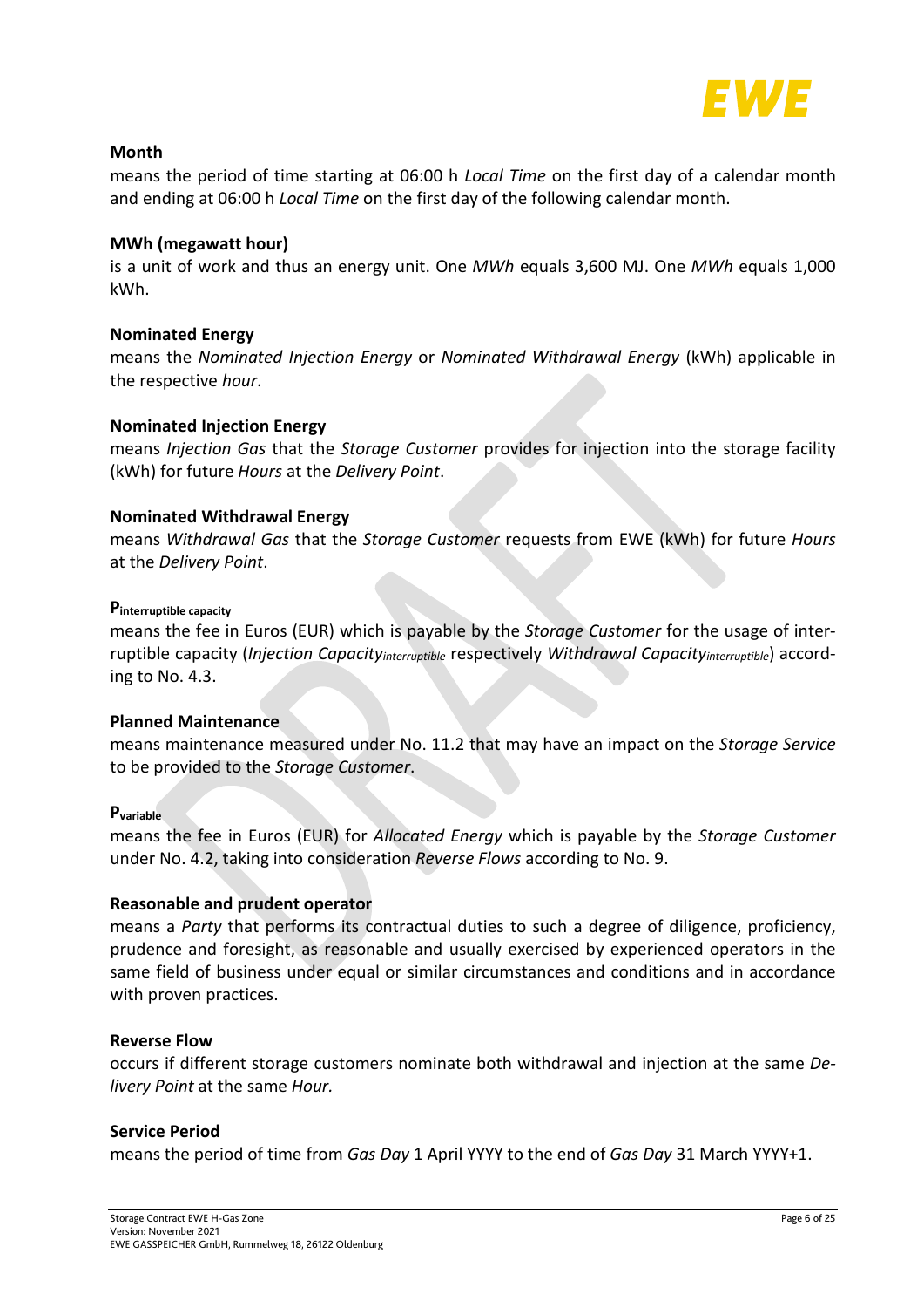**Month**

means the period of time starting at 06:00 h *Local Time* on the first day of a calendar month and ending at 06:00 h *Local Time* on the first day of the following calendar month.

**MWh (megawatt hour)**

is a unit of work and thus an energy unit. One *MWh* equals 3,600 MJ. One *MWh* equals 1,000 kWh.

**Nominated Energy**

means the *Nominated Injection Energy* or *Nominated Withdrawal Energy* (kWh) applicable in the respective *hour*.

**Nominated Injection Energy**

means *Injection Gas* that the *Storage Customer* provides for injection into the storage facility (kWh) for future *Hours* at the *Delivery Point*.

**Nominated Withdrawal Energy**

means *Withdrawal Gas* that the *Storage Customer* requests from EWE (kWh) for future *Hours* at the *Delivery Point*.

**$P_{interruptible\ capacity}$**

means the fee in Euros (EUR) which is payable by the *Storage Customer* for the usage of interruptible capacity (*Injection Capacity$_{interruptible}$* respectively *Withdrawal Capacity$_{interruptible}$*) according to No. 4.3.

**Planned Maintenance**

means maintenance measured under No. 11.2 that may have an impact on the *Storage Service* to be provided to the *Storage Customer*.

**$P_{variable}$**

means the fee in Euros (EUR) for *Allocated Energy* which is payable by the *Storage Customer* under No. 4.2, taking into consideration *Reverse Flows* according to No. 9.

**Reasonable and prudent operator**

means a *Party* that performs its contractual duties to such a degree of diligence, proficiency, prudence and foresight, as reasonable and usually exercised by experienced operators in the same field of business under equal or similar circumstances and conditions and in accordance with proven practices.

**Reverse Flow**

occurs if different storage customers nominate both withdrawal and injection at the same *Delivery Point* at the same *Hour.*

**Service Period**

means the period of time from *Gas Day* 1 April YYYY to the end of *Gas Day* 31 March YYYY+1.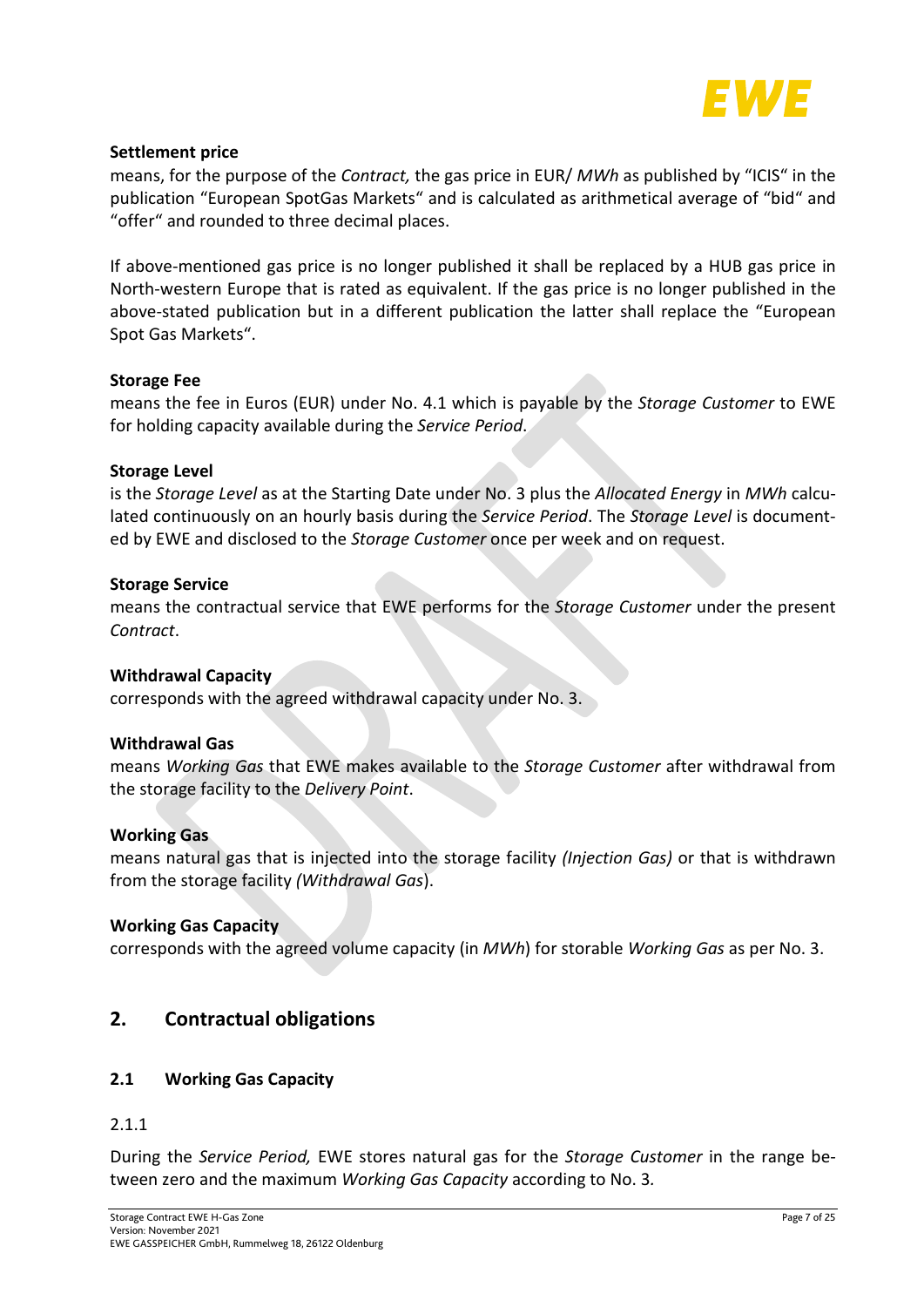**Settlement price**

means, for the purpose of the *Contract,* the gas price in EUR/ *MWh* as published by "ICIS" in the publication "European SpotGas Markets" and is calculated as arithmetical average of "bid" and "offer" and rounded to three decimal places.

If above-mentioned gas price is no longer published it shall be replaced by a HUB gas price in North-western Europe that is rated as equivalent. If the gas price is no longer published in the above-stated publication but in a different publication the latter shall replace the "European Spot Gas Markets".

**Storage Fee**

means the fee in Euros (EUR) under No. 4.1 which is payable by the *Storage Customer* to EWE for holding capacity available during the *Service Period*.

**Storage Level**

is the *Storage Level* as at the Starting Date under No. 3 plus the *Allocated Energy* in *MWh* calculated continuously on an hourly basis during the *Service Period*. The *Storage Level* is documented by EWE and disclosed to the *Storage Customer* once per week and on request.

**Storage Service**

means the contractual service that EWE performs for the *Storage Customer* under the present *Contract*.

**Withdrawal Capacity**

corresponds with the agreed withdrawal capacity under No. 3.

**Withdrawal Gas**

means *Working Gas* that EWE makes available to the *Storage Customer* after withdrawal from the storage facility to the *Delivery Point*.

**Working Gas**

means natural gas that is injected into the storage facility *(Injection Gas)* or that is withdrawn from the storage facility *(Withdrawal Gas*).

**Working Gas Capacity**

corresponds with the agreed volume capacity (in *MWh*) for storable *Working Gas* as per No. 3.

## 2. Contractual obligations

### 2.1 Working Gas Capacity

2.1.1

During the *Service Period,* EWE stores natural gas for the *Storage Customer* in the range between zero and the maximum *Working Gas Capacity* according to No. 3.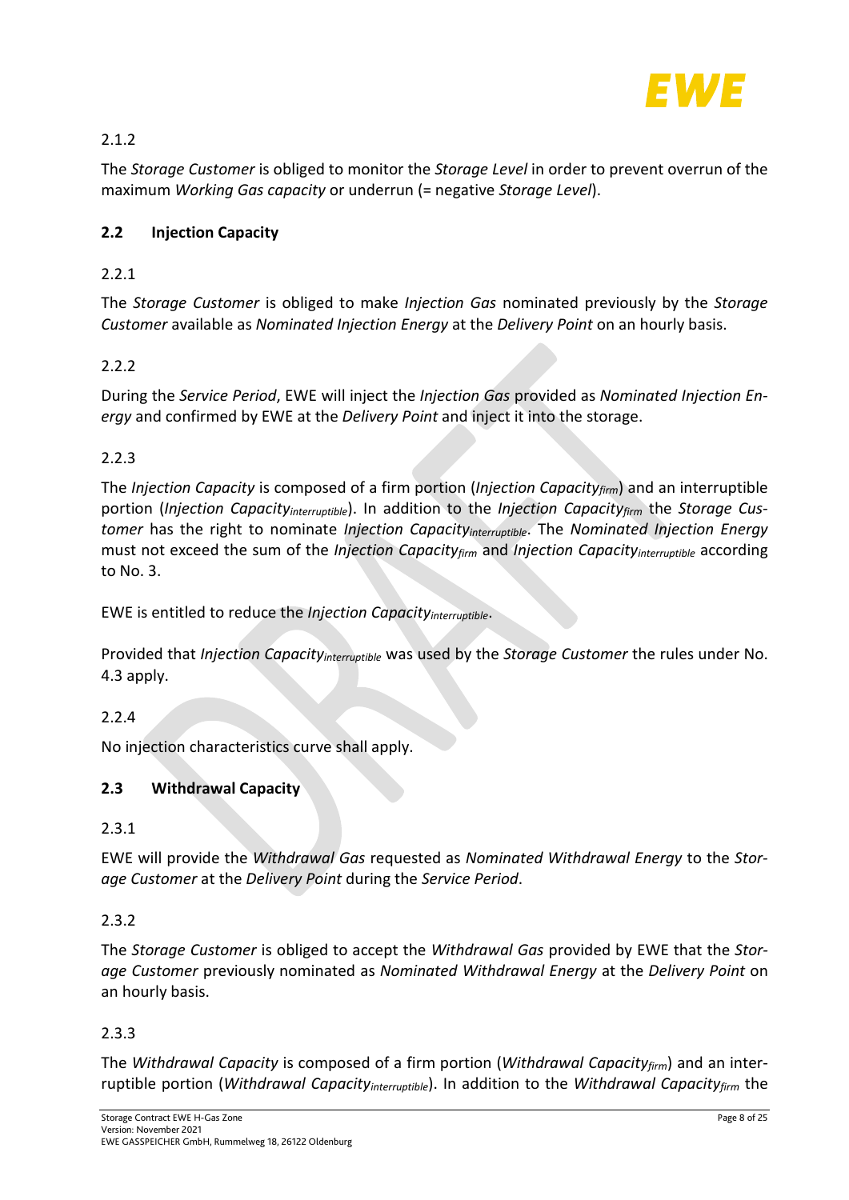2.1.2

The *Storage Customer* is obliged to monitor the *Storage Level* in order to prevent overrun of the maximum *Working Gas capacity* or underrun (= negative *Storage Level*).

## 2.2 Injection Capacity

2.2.1

The *Storage Customer* is obliged to make *Injection Gas* nominated previously by the *Storage Customer* available as *Nominated Injection Energy* at the *Delivery Point* on an hourly basis.

2.2.2

During the *Service Period*, EWE will inject the *Injection Gas* provided as *Nominated Injection Energy* and confirmed by EWE at the *Delivery Point* and inject it into the storage.

2.2.3

The *Injection Capacity* is composed of a firm portion (*Injection Capacity$_{firm}$*) and an interruptible portion (*Injection Capacity$_{interruptible}$*). In addition to the *Injection Capacity$_{firm}$* the *Storage Customer* has the right to nominate *Injection Capacity$_{interruptible}$*. The *Nominated Injection Energy* must not exceed the sum of the *Injection Capacity$_{firm}$* and *Injection Capacity$_{interruptible}$* according to No. 3.

EWE is entitled to reduce the *Injection Capacity$_{interruptible}$*.

Provided that *Injection Capacity$_{interruptible}$* was used by the *Storage Customer* the rules under No. 4.3 apply.

2.2.4

No injection characteristics curve shall apply.

## 2.3 Withdrawal Capacity

2.3.1

EWE will provide the *Withdrawal Gas* requested as *Nominated Withdrawal Energy* to the *Storage Customer* at the *Delivery Point* during the *Service Period*.

2.3.2

The *Storage Customer* is obliged to accept the *Withdrawal Gas* provided by EWE that the *Storage Customer* previously nominated as *Nominated Withdrawal Energy* at the *Delivery Point* on an hourly basis.

2.3.3

The *Withdrawal Capacity* is composed of a firm portion (*Withdrawal Capacity$_{firm}$*) and an interruptible portion (*Withdrawal Capacity$_{interruptible}$*). In addition to the *Withdrawal Capacity$_{firm}$* the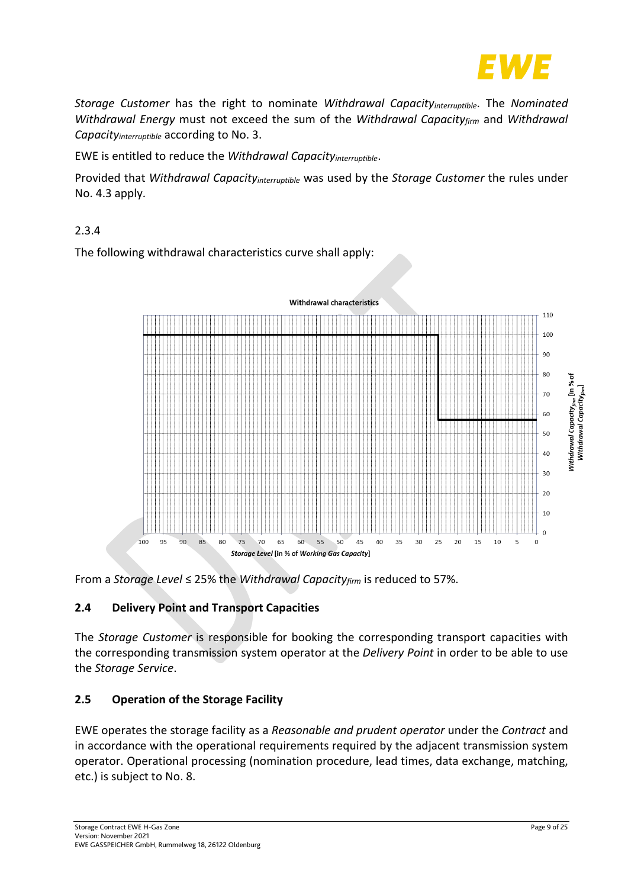*Storage Customer* has the right to nominate *Withdrawal Capacity*$_{interruptible}$. The *Nominated Withdrawal Energy* must not exceed the sum of the *Withdrawal Capacity*$_{firm}$ and *Withdrawal Capacity*$_{interruptible}$ according to No. 3.

EWE is entitled to reduce the *Withdrawal Capacity*$_{interruptible}$.

Provided that *Withdrawal Capacity*$_{interruptible}$ was used by the *Storage Customer* the rules under No. 4.3 apply.

2.3.4

The following withdrawal characteristics curve shall apply:

From a *Storage Level* ≤ 25% the *Withdrawal Capacity*$_{firm}$ is reduced to 57%.

## 2.4 Delivery Point and Transport Capacities

The *Storage Customer* is responsible for booking the corresponding transport capacities with the corresponding transmission system operator at the *Delivery Point* in order to be able to use the *Storage Service*.

## 2.5 Operation of the Storage Facility

EWE operates the storage facility as a *Reasonable and prudent operator* under the *Contract* and in accordance with the operational requirements required by the adjacent transmission system operator. Operational processing (nomination procedure, lead times, data exchange, matching, etc.) is subject to No. 8.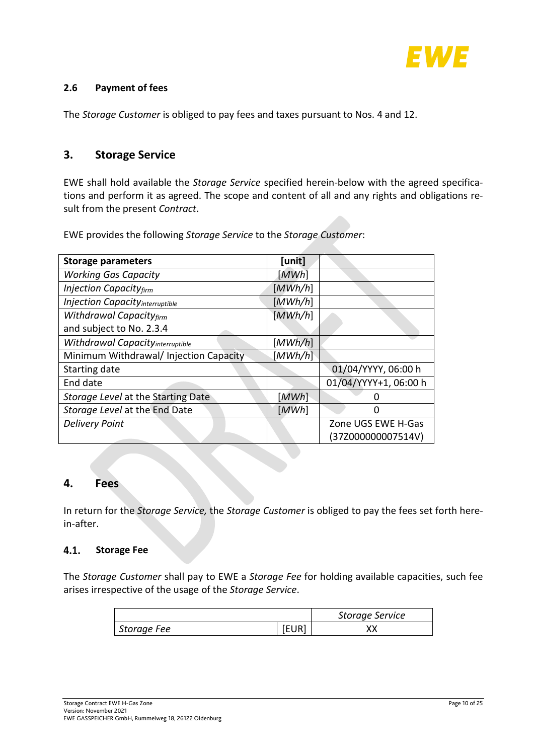### 2.6 Payment of fees

The *Storage Customer* is obliged to pay fees and taxes pursuant to Nos. 4 and 12.

## 3. Storage Service

EWE shall hold available the *Storage Service* specified herein-below with the agreed specifications and perform it as agreed. The scope and content of all and any rights and obligations result from the present *Contract*.

EWE provides the following *Storage Service* to the *Storage Customer*:

| **Storage parameters** | **[unit]** | |
|---|---|---|
| *Working Gas Capacity* | [*MWh*] | |
| *Injection Capacity$_{firm}$* | [*MWh/h*] | |
| *Injection Capacity$_{interruptible}$* | [*MWh/h*] | |
| *Withdrawal Capacity$_{firm}$* and subject to No. 2.3.4 | [*MWh/h*] | |
| *Withdrawal Capacity$_{interruptible}$* | [*MWh/h*] | |
| Minimum Withdrawal/ Injection Capacity | [*MWh/h*] | |
| Starting date | | 01/04/YYYY, 06:00 h |
| End date | | 01/04/YYYY+1, 06:00 h |
| *Storage Level* at the Starting Date | [*MWh*] | 0 |
| *Storage Level* at the End Date | [*MWh*] | 0 |
| *Delivery Point* | | Zone UGS EWE H-Gas (37Z000000007514V) |

## 4. Fees

In return for the *Storage Service,* the *Storage Customer* is obliged to pay the fees set forth herein-after.

### 4.1. Storage Fee

The *Storage Customer* shall pay to EWE a *Storage Fee* for holding available capacities, such fee arises irrespective of the usage of the *Storage Service*.

| | | *Storage Service* |
|---|---|---|
| *Storage Fee* | [EUR] | XX |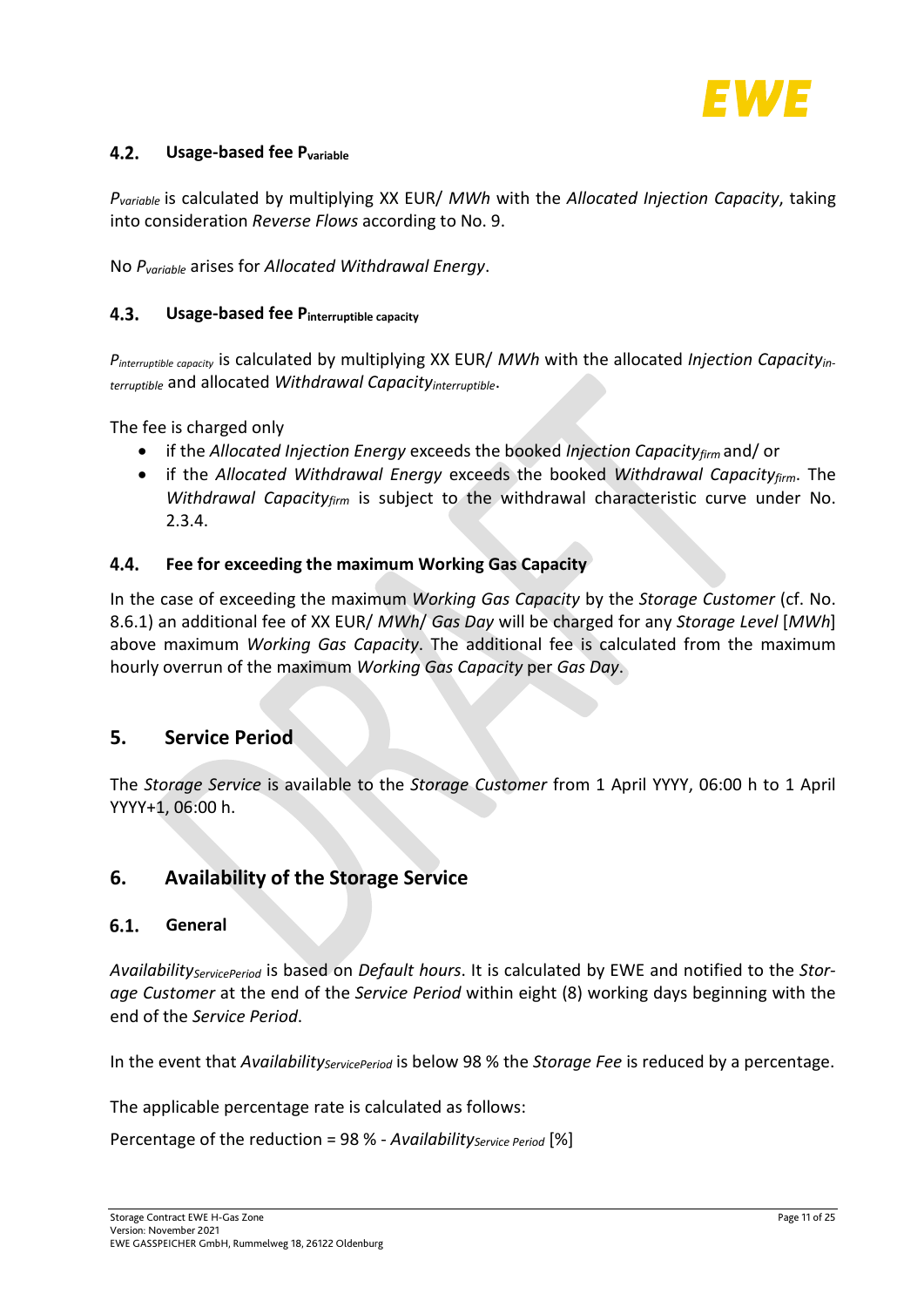### 4.2. Usage-based fee $P_{variable}$

$P_{variable}$ is calculated by multiplying XX EUR/ *MWh* with the *Allocated Injection Capacity*, taking into consideration *Reverse Flows* according to No. 9.

No $P_{variable}$ arises for *Allocated Withdrawal Energy*.

### 4.3. Usage-based fee $P_{interruptible\ capacity}$

$P_{interruptible\ capacity}$ is calculated by multiplying XX EUR/ *MWh* with the allocated *Injection Capacity*$_{interruptible}$ and allocated *Withdrawal Capacity*$_{interruptible}$.

The fee is charged only

- if the *Allocated Injection Energy* exceeds the booked *Injection Capacity*$_{firm}$ and/ or
- if the *Allocated Withdrawal Energy* exceeds the booked *Withdrawal Capacity*$_{firm}$. The *Withdrawal Capacity*$_{firm}$ is subject to the withdrawal characteristic curve under No. 2.3.4.

### 4.4. Fee for exceeding the maximum Working Gas Capacity

In the case of exceeding the maximum *Working Gas Capacity* by the *Storage Customer* (cf. No. 8.6.1) an additional fee of XX EUR/ *MWh*/ *Gas Day* will be charged for any *Storage Level* [*MWh*] above maximum *Working Gas Capacity*. The additional fee is calculated from the maximum hourly overrun of the maximum *Working Gas Capacity* per *Gas Day*.

## 5. Service Period

The *Storage Service* is available to the *Storage Customer* from 1 April YYYY, 06:00 h to 1 April YYYY+1, 06:00 h.

## 6. Availability of the Storage Service

### 6.1. General

*Availability*$_{ServicePeriod}$ is based on *Default hours*. It is calculated by EWE and notified to the *Storage Customer* at the end of the *Service Period* within eight (8) working days beginning with the end of the *Service Period*.

In the event that *Availability*$_{ServicePeriod}$ is below 98 % the *Storage Fee* is reduced by a percentage.

The applicable percentage rate is calculated as follows:

Percentage of the reduction = 98 % - *Availability*$_{Service\ Period}$ [%]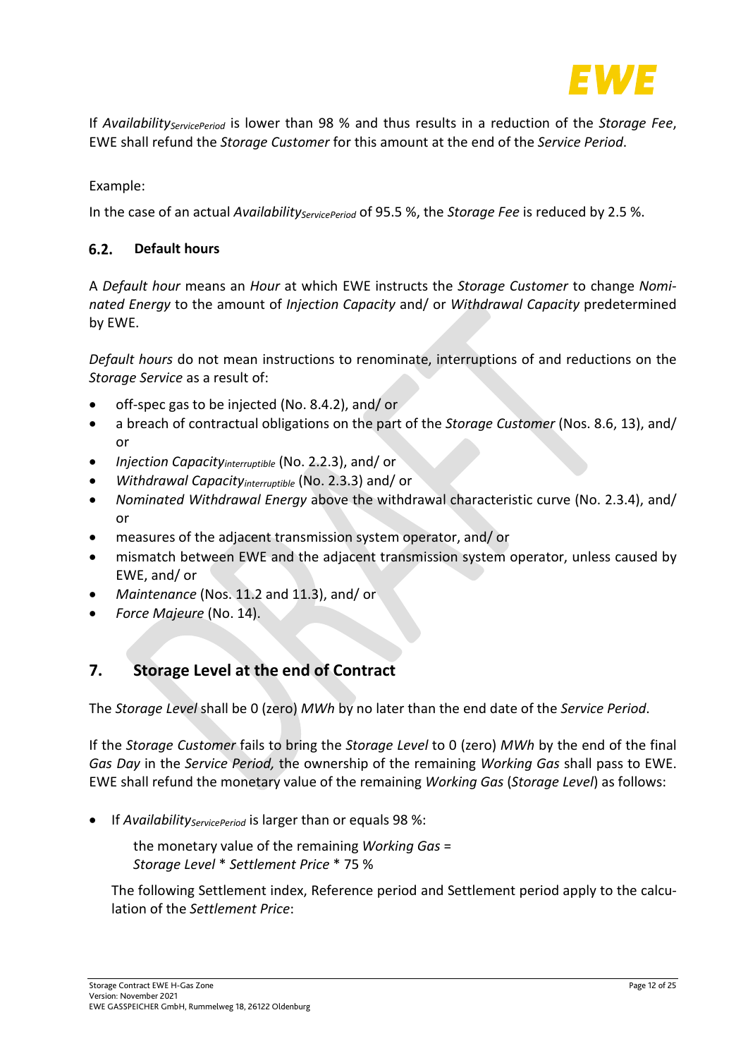If $Availability_{ServicePeriod}$ is lower than 98 % and thus results in a reduction of the *Storage Fee*, EWE shall refund the *Storage Customer* for this amount at the end of the *Service Period*.

Example:

In the case of an actual $Availability_{ServicePeriod}$ of 95.5 %, the *Storage Fee* is reduced by 2.5 %.

### 6.2. Default hours

A *Default hour* means an *Hour* at which EWE instructs the *Storage Customer* to change *Nominated Energy* to the amount of *Injection Capacity* and/ or *Withdrawal Capacity* predetermined by EWE.

*Default hours* do not mean instructions to renominate, interruptions of and reductions on the *Storage Service* as a result of:

- off-spec gas to be injected (No. 8.4.2), and/ or
- a breach of contractual obligations on the part of the *Storage Customer* (Nos. 8.6, 13), and/ or
- $Injection\ Capacity_{interruptible}$ (No. 2.2.3), and/ or
- $Withdrawal\ Capacity_{interruptible}$ (No. 2.3.3) and/ or
- *Nominated Withdrawal Energy* above the withdrawal characteristic curve (No. 2.3.4), and/ or
- measures of the adjacent transmission system operator, and/ or
- mismatch between EWE and the adjacent transmission system operator, unless caused by EWE, and/ or
- *Maintenance* (Nos. 11.2 and 11.3), and/ or
- *Force Majeure* (No. 14).

## 7. Storage Level at the end of Contract

The *Storage Level* shall be 0 (zero) *MWh* by no later than the end date of the *Service Period*.

If the *Storage Customer* fails to bring the *Storage Level* to 0 (zero) *MWh* by the end of the final *Gas Day* in the *Service Period,* the ownership of the remaining *Working Gas* shall pass to EWE. EWE shall refund the monetary value of the remaining *Working Gas* (*Storage Level*) as follows:

- If $Availability_{ServicePeriod}$ is larger than or equals 98 %:

  the monetary value of the remaining *Working Gas* =
  *Storage Level* * *Settlement Price* * 75 %

  The following Settlement index, Reference period and Settlement period apply to the calculation of the *Settlement Price*: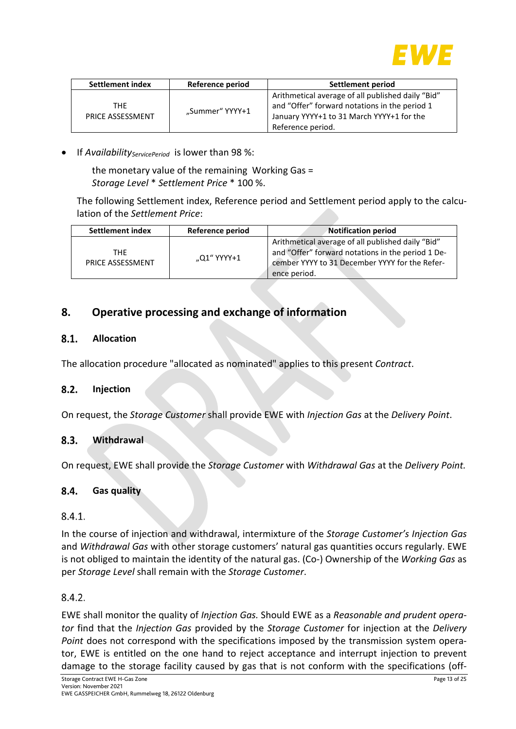| Settlement index | Reference period | Settlement period |
|---|---|---|
| THE PRICE ASSESSMENT | „Summer" YYYY+1 | Arithmetical average of all published daily "Bid" and "Offer" forward notations in the period 1 January YYYY+1 to 31 March YYYY+1 for the Reference period. |

- If $Availability_{ServicePeriod}$ is lower than 98 %:

  the monetary value of the remaining Working Gas = *Storage Level* * *Settlement Price* * 100 %.

  The following Settlement index, Reference period and Settlement period apply to the calculation of the *Settlement Price*:

| Settlement index | Reference period | Notification period |
|---|---|---|
| THE PRICE ASSESSMENT | „Q1" YYYY+1 | Arithmetical average of all published daily "Bid" and "Offer" forward notations in the period 1 December YYYY to 31 December YYYY for the Reference period. |

## 8. Operative processing and exchange of information

### 8.1. Allocation

The allocation procedure "allocated as nominated" applies to this present *Contract*.

### 8.2. Injection

On request, the *Storage Customer* shall provide EWE with *Injection Gas* at the *Delivery Point*.

### 8.3. Withdrawal

On request, EWE shall provide the *Storage Customer* with *Withdrawal Gas* at the *Delivery Point.*

### 8.4. Gas quality

8.4.1.

In the course of injection and withdrawal, intermixture of the *Storage Customer's Injection Gas* and *Withdrawal Gas* with other storage customers' natural gas quantities occurs regularly. EWE is not obliged to maintain the identity of the natural gas. (Co-) Ownership of the *Working Gas* as per *Storage Level* shall remain with the *Storage Customer*.

8.4.2.

EWE shall monitor the quality of *Injection Gas.* Should EWE as a *Reasonable and prudent operator* find that the *Injection Gas* provided by the *Storage Customer* for injection at the *Delivery Point* does not correspond with the specifications imposed by the transmission system operator, EWE is entitled on the one hand to reject acceptance and interrupt injection to prevent damage to the storage facility caused by gas that is not conform with the specifications (off-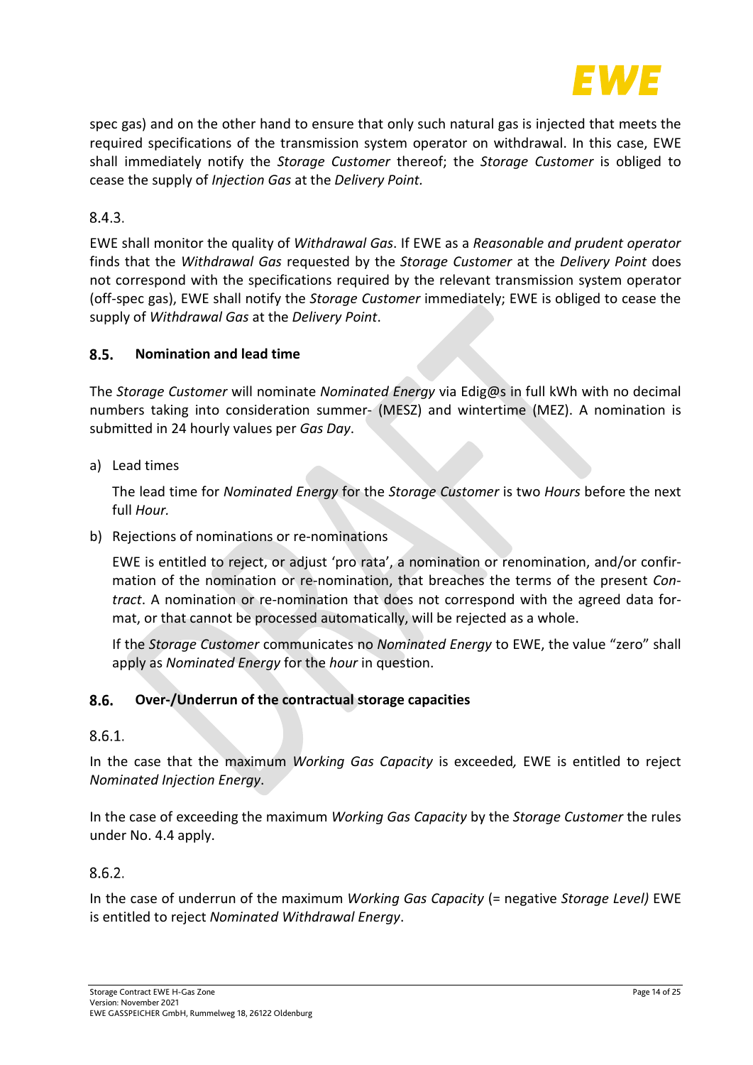spec gas) and on the other hand to ensure that only such natural gas is injected that meets the required specifications of the transmission system operator on withdrawal. In this case, EWE shall immediately notify the *Storage Customer* thereof; the *Storage Customer* is obliged to cease the supply of *Injection Gas* at the *Delivery Point.*

8.4.3.

EWE shall monitor the quality of *Withdrawal Gas*. If EWE as a *Reasonable and prudent operator* finds that the *Withdrawal Gas* requested by the *Storage Customer* at the *Delivery Point* does not correspond with the specifications required by the relevant transmission system operator (off-spec gas), EWE shall notify the *Storage Customer* immediately; EWE is obliged to cease the supply of *Withdrawal Gas* at the *Delivery Point*.

### 8.5. Nomination and lead time

The *Storage Customer* will nominate *Nominated Energy* via Edig@s in full kWh with no decimal numbers taking into consideration summer- (MESZ) and wintertime (MEZ). A nomination is submitted in 24 hourly values per *Gas Day*.

a) Lead times

   The lead time for *Nominated Energy* for the *Storage Customer* is two *Hours* before the next full *Hour.*

b) Rejections of nominations or re-nominations

   EWE is entitled to reject, or adjust 'pro rata', a nomination or renomination, and/or confirmation of the nomination or re-nomination, that breaches the terms of the present *Contract*. A nomination or re-nomination that does not correspond with the agreed data format, or that cannot be processed automatically, will be rejected as a whole.

   If the *Storage Customer* communicates no *Nominated Energy* to EWE, the value "zero" shall apply as *Nominated Energy* for the *hour* in question.

### 8.6. Over-/Underrun of the contractual storage capacities

8.6.1.

In the case that the maximum *Working Gas Capacity* is exceeded*,* EWE is entitled to reject *Nominated Injection Energy*.

In the case of exceeding the maximum *Working Gas Capacity* by the *Storage Customer* the rules under No. 4.4 apply.

8.6.2.

In the case of underrun of the maximum *Working Gas Capacity* (= negative *Storage Level)* EWE is entitled to reject *Nominated Withdrawal Energy*.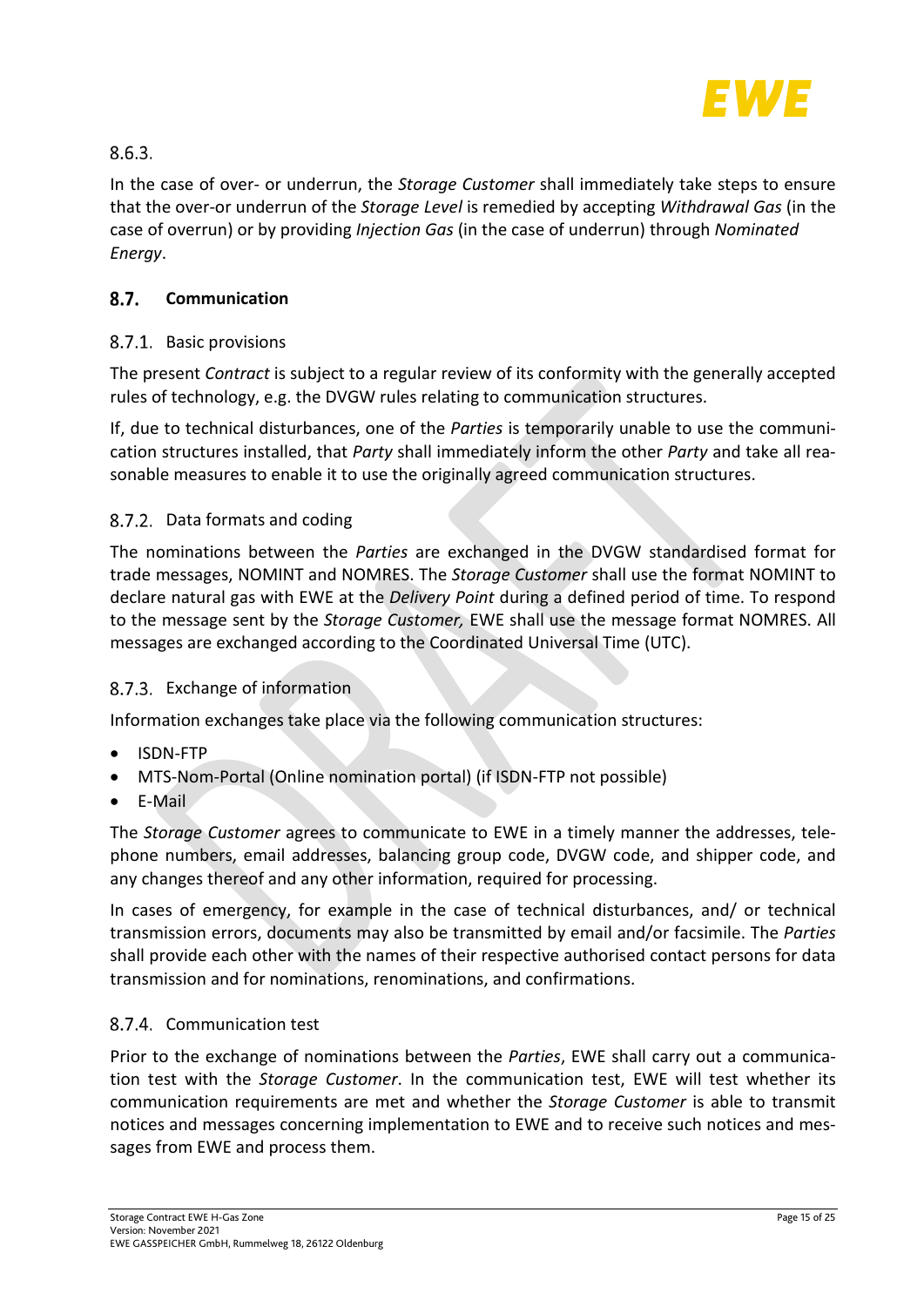#### 8.6.3.

In the case of over- or underrun, the *Storage Customer* shall immediately take steps to ensure that the over-or underrun of the *Storage Level* is remedied by accepting *Withdrawal Gas* (in the case of overrun) or by providing *Injection Gas* (in the case of underrun) through *Nominated Energy*.

## 8.7. Communication

### 8.7.1. Basic provisions

The present *Contract* is subject to a regular review of its conformity with the generally accepted rules of technology, e.g. the DVGW rules relating to communication structures.

If, due to technical disturbances, one of the *Parties* is temporarily unable to use the communication structures installed, that *Party* shall immediately inform the other *Party* and take all reasonable measures to enable it to use the originally agreed communication structures.

### 8.7.2. Data formats and coding

The nominations between the *Parties* are exchanged in the DVGW standardised format for trade messages, NOMINT and NOMRES. The *Storage Customer* shall use the format NOMINT to declare natural gas with EWE at the *Delivery Point* during a defined period of time. To respond to the message sent by the *Storage Customer,* EWE shall use the message format NOMRES. All messages are exchanged according to the Coordinated Universal Time (UTC).

### 8.7.3. Exchange of information

Information exchanges take place via the following communication structures:

- ISDN-FTP
- MTS-Nom-Portal (Online nomination portal) (if ISDN-FTP not possible)
- E-Mail

The *Storage Customer* agrees to communicate to EWE in a timely manner the addresses, telephone numbers, email addresses, balancing group code, DVGW code, and shipper code, and any changes thereof and any other information, required for processing.

In cases of emergency, for example in the case of technical disturbances, and/ or technical transmission errors, documents may also be transmitted by email and/or facsimile. The *Parties* shall provide each other with the names of their respective authorised contact persons for data transmission and for nominations, renominations, and confirmations.

### 8.7.4. Communication test

Prior to the exchange of nominations between the *Parties*, EWE shall carry out a communication test with the *Storage Customer*. In the communication test, EWE will test whether its communication requirements are met and whether the *Storage Customer* is able to transmit notices and messages concerning implementation to EWE and to receive such notices and messages from EWE and process them.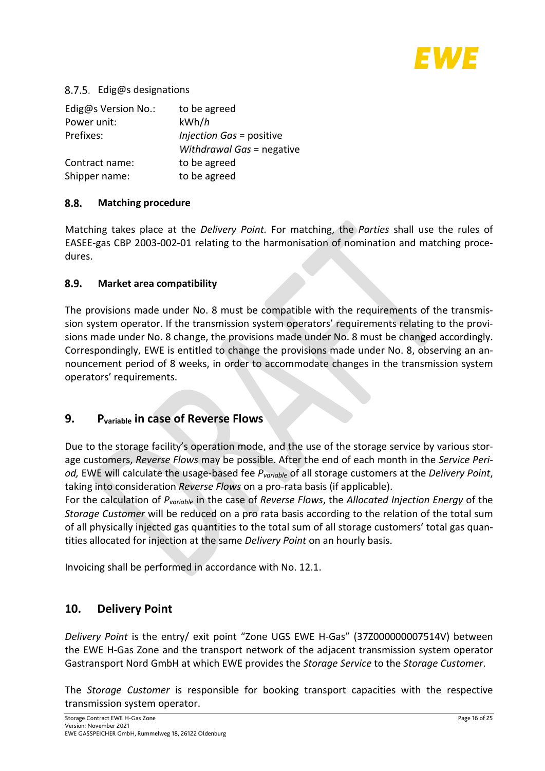#### 8.7.5. Edig@s designations

| | |
|---|---|
| Edig@s Version No.: | to be agreed |
| Power unit: | kWh/*h* |
| Prefixes: | *Injection Gas* = positive |
| | *Withdrawal Gas* = negative |
| Contract name: | to be agreed |
| Shipper name: | to be agreed |

### 8.8. Matching procedure

Matching takes place at the *Delivery Point.* For matching, the *Parties* shall use the rules of EASEE-gas CBP 2003-002-01 relating to the harmonisation of nomination and matching procedures.

### 8.9. Market area compatibility

The provisions made under No. 8 must be compatible with the requirements of the transmission system operator. If the transmission system operators' requirements relating to the provisions made under No. 8 change, the provisions made under No. 8 must be changed accordingly. Correspondingly, EWE is entitled to change the provisions made under No. 8, observing an announcement period of 8 weeks, in order to accommodate changes in the transmission system operators' requirements.

## 9. $P_{variable}$ in case of Reverse Flows

Due to the storage facility's operation mode, and the use of the storage service by various storage customers, *Reverse Flows* may be possible. After the end of each month in the *Service Period,* EWE will calculate the usage-based fee $P_{variable}$ of all storage customers at the *Delivery Point*, taking into consideration *Reverse Flows* on a pro-rata basis (if applicable).
For the calculation of $P_{variable}$ in the case of *Reverse Flows*, the *Allocated Injection Energy* of the *Storage Customer* will be reduced on a pro rata basis according to the relation of the total sum of all physically injected gas quantities to the total sum of all storage customers' total gas quantities allocated for injection at the same *Delivery Point* on an hourly basis.

Invoicing shall be performed in accordance with No. 12.1.

## 10. Delivery Point

*Delivery Point* is the entry/ exit point "Zone UGS EWE H-Gas" (37Z000000007514V) between the EWE H-Gas Zone and the transport network of the adjacent transmission system operator Gastransport Nord GmbH at which EWE provides the *Storage Service* to the *Storage Customer*.

The *Storage Customer* is responsible for booking transport capacities with the respective transmission system operator.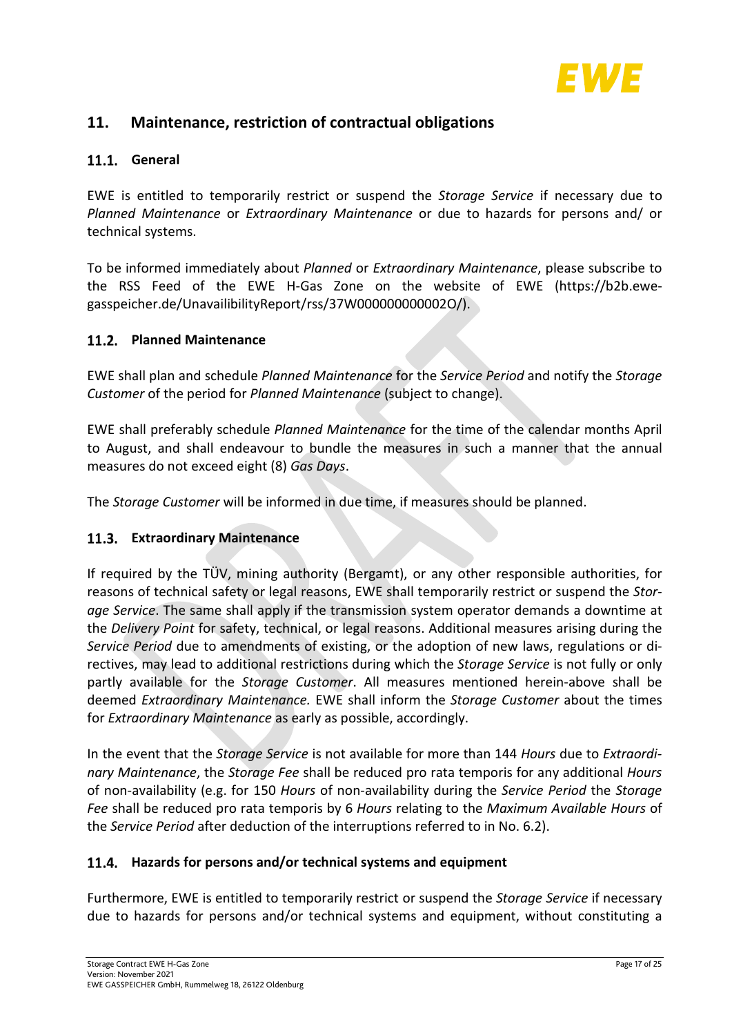## 11. Maintenance, restriction of contractual obligations

### 11.1. General

EWE is entitled to temporarily restrict or suspend the *Storage Service* if necessary due to *Planned Maintenance* or *Extraordinary Maintenance* or due to hazards for persons and/ or technical systems.

To be informed immediately about *Planned* or *Extraordinary Maintenance*, please subscribe to the RSS Feed of the EWE H-Gas Zone on the website of EWE (https://b2b.ewe-gasspeicher.de/UnavailibilityReport/rss/37W000000000002O/).

### 11.2. Planned Maintenance

EWE shall plan and schedule *Planned Maintenance* for the *Service Period* and notify the *Storage Customer* of the period for *Planned Maintenance* (subject to change).

EWE shall preferably schedule *Planned Maintenance* for the time of the calendar months April to August, and shall endeavour to bundle the measures in such a manner that the annual measures do not exceed eight (8) *Gas Days*.

The *Storage Customer* will be informed in due time, if measures should be planned.

### 11.3. Extraordinary Maintenance

If required by the TÜV, mining authority (Bergamt), or any other responsible authorities, for reasons of technical safety or legal reasons, EWE shall temporarily restrict or suspend the *Storage Service*. The same shall apply if the transmission system operator demands a downtime at the *Delivery Point* for safety, technical, or legal reasons. Additional measures arising during the *Service Period* due to amendments of existing, or the adoption of new laws, regulations or directives, may lead to additional restrictions during which the *Storage Service* is not fully or only partly available for the *Storage Customer*. All measures mentioned herein-above shall be deemed *Extraordinary Maintenance.* EWE shall inform the *Storage Customer* about the times for *Extraordinary Maintenance* as early as possible, accordingly.

In the event that the *Storage Service* is not available for more than 144 *Hours* due to *Extraordinary Maintenance*, the *Storage Fee* shall be reduced pro rata temporis for any additional *Hours* of non-availability (e.g. for 150 *Hours* of non-availability during the *Service Period* the *Storage Fee* shall be reduced pro rata temporis by 6 *Hours* relating to the *Maximum Available Hours* of the *Service Period* after deduction of the interruptions referred to in No. 6.2).

### 11.4. Hazards for persons and/or technical systems and equipment

Furthermore, EWE is entitled to temporarily restrict or suspend the *Storage Service* if necessary due to hazards for persons and/or technical systems and equipment, without constituting a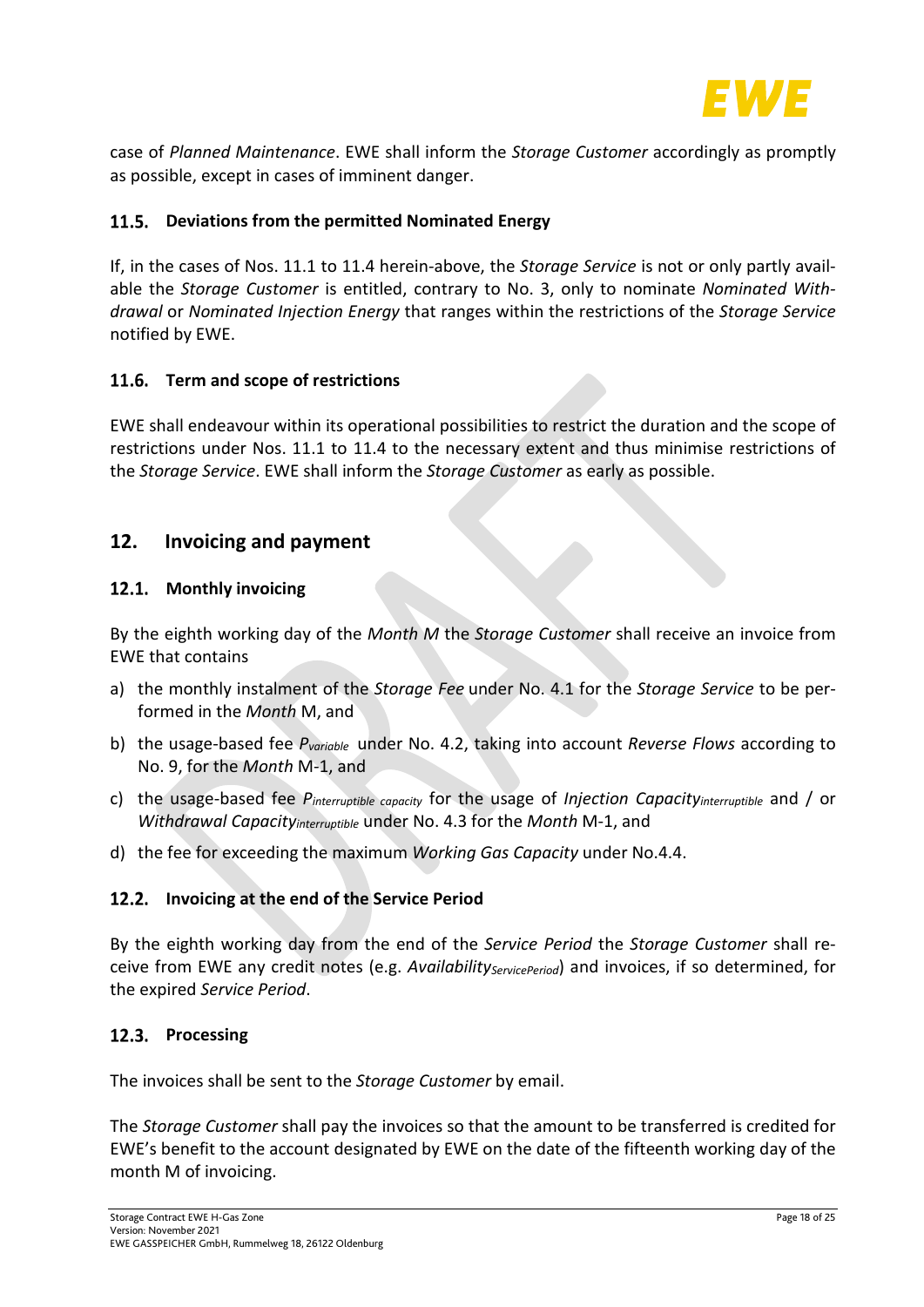case of *Planned Maintenance*. EWE shall inform the *Storage Customer* accordingly as promptly as possible, except in cases of imminent danger.

### 11.5. Deviations from the permitted Nominated Energy

If, in the cases of Nos. 11.1 to 11.4 herein-above, the *Storage Service* is not or only partly available the *Storage Customer* is entitled, contrary to No. 3, only to nominate *Nominated Withdrawal* or *Nominated Injection Energy* that ranges within the restrictions of the *Storage Service* notified by EWE.

### 11.6. Term and scope of restrictions

EWE shall endeavour within its operational possibilities to restrict the duration and the scope of restrictions under Nos. 11.1 to 11.4 to the necessary extent and thus minimise restrictions of the *Storage Service*. EWE shall inform the *Storage Customer* as early as possible.

## 12. Invoicing and payment

### 12.1. Monthly invoicing

By the eighth working day of the *Month M* the *Storage Customer* shall receive an invoice from EWE that contains

a) the monthly instalment of the *Storage Fee* under No. 4.1 for the *Storage Service* to be performed in the *Month* M, and

b) the usage-based fee $P_{variable}$ under No. 4.2, taking into account *Reverse Flows* according to No. 9, for the *Month* M-1, and

c) the usage-based fee $P_{interruptible\ capacity}$ for the usage of *Injection Capacity*$_{interruptible}$ and / or *Withdrawal Capacity*$_{interruptible}$ under No. 4.3 for the *Month* M-1, and

d) the fee for exceeding the maximum *Working Gas Capacity* under No.4.4.

### 12.2. Invoicing at the end of the Service Period

By the eighth working day from the end of the *Service Period* the *Storage Customer* shall receive from EWE any credit notes (e.g. *Availability*$_{ServicePeriod}$) and invoices, if so determined, for the expired *Service Period*.

### 12.3. Processing

The invoices shall be sent to the *Storage Customer* by email.

The *Storage Customer* shall pay the invoices so that the amount to be transferred is credited for EWE's benefit to the account designated by EWE on the date of the fifteenth working day of the month M of invoicing.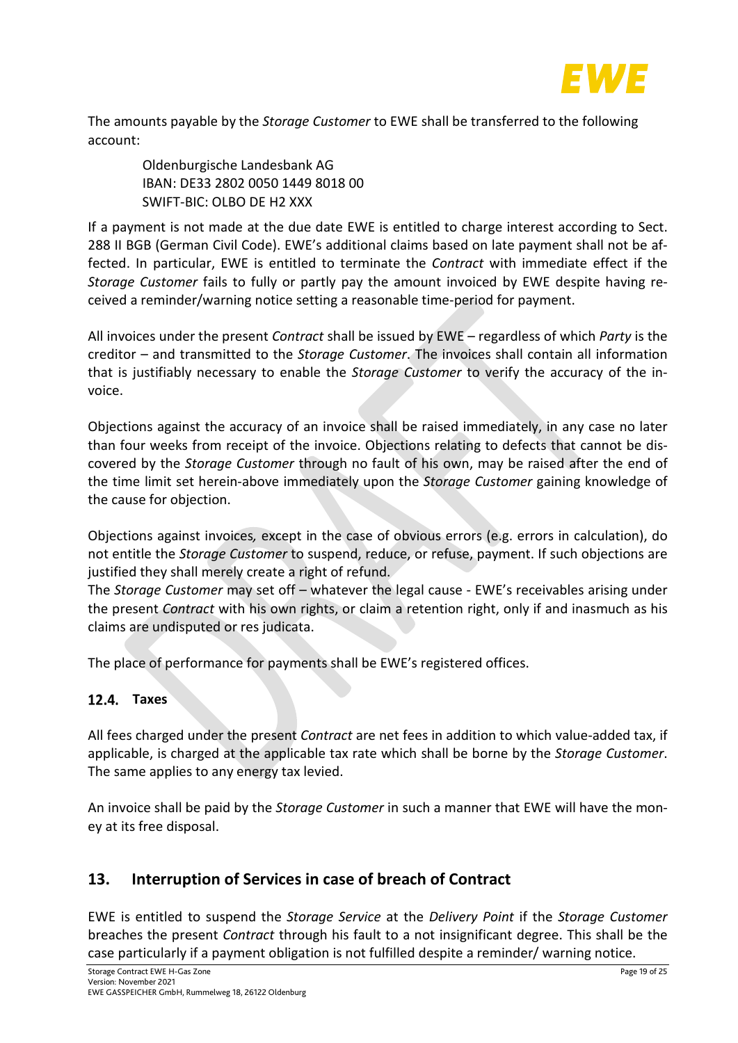The amounts payable by the *Storage Customer* to EWE shall be transferred to the following account:

> Oldenburgische Landesbank AG
> IBAN: DE33 2802 0050 1449 8018 00
> SWIFT-BIC: OLBO DE H2 XXX

If a payment is not made at the due date EWE is entitled to charge interest according to Sect. 288 II BGB (German Civil Code). EWE's additional claims based on late payment shall not be affected. In particular, EWE is entitled to terminate the *Contract* with immediate effect if the *Storage Customer* fails to fully or partly pay the amount invoiced by EWE despite having received a reminder/warning notice setting a reasonable time-period for payment.

All invoices under the present *Contract* shall be issued by EWE – regardless of which *Party* is the creditor – and transmitted to the *Storage Customer*. The invoices shall contain all information that is justifiably necessary to enable the *Storage Customer* to verify the accuracy of the invoice.

Objections against the accuracy of an invoice shall be raised immediately, in any case no later than four weeks from receipt of the invoice. Objections relating to defects that cannot be discovered by the *Storage Customer* through no fault of his own, may be raised after the end of the time limit set herein-above immediately upon the *Storage Customer* gaining knowledge of the cause for objection.

Objections against invoices, except in the case of obvious errors (e.g. errors in calculation), do not entitle the *Storage Customer* to suspend, reduce, or refuse, payment. If such objections are justified they shall merely create a right of refund.
The *Storage Customer* may set off – whatever the legal cause - EWE's receivables arising under the present *Contract* with his own rights, or claim a retention right, only if and inasmuch as his claims are undisputed or res judicata.

The place of performance for payments shall be EWE's registered offices.

### 12.4. Taxes

All fees charged under the present *Contract* are net fees in addition to which value-added tax, if applicable, is charged at the applicable tax rate which shall be borne by the *Storage Customer*. The same applies to any energy tax levied.

An invoice shall be paid by the *Storage Customer* in such a manner that EWE will have the money at its free disposal.

## 13. Interruption of Services in case of breach of Contract

EWE is entitled to suspend the *Storage Service* at the *Delivery Point* if the *Storage Customer* breaches the present *Contract* through his fault to a not insignificant degree. This shall be the case particularly if a payment obligation is not fulfilled despite a reminder/ warning notice.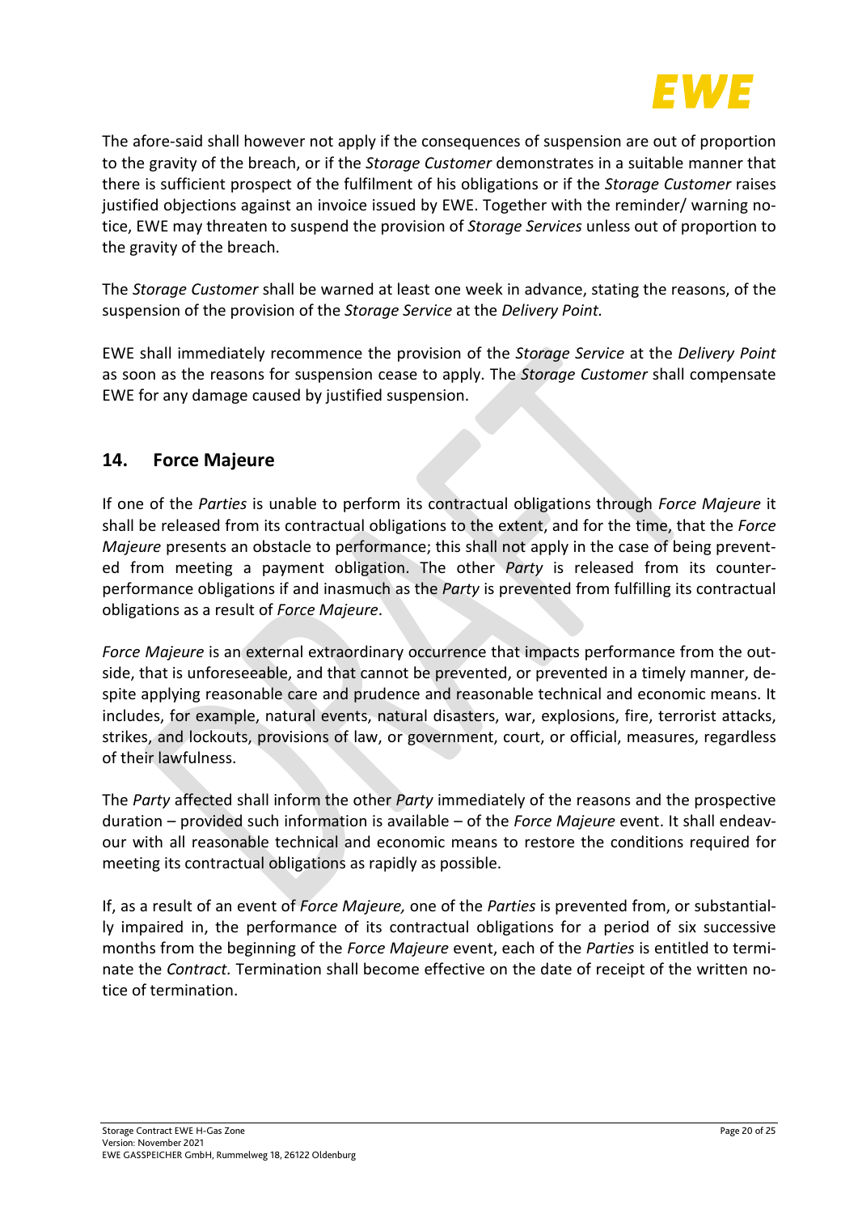The afore-said shall however not apply if the consequences of suspension are out of proportion to the gravity of the breach, or if the *Storage Customer* demonstrates in a suitable manner that there is sufficient prospect of the fulfilment of his obligations or if the *Storage Customer* raises justified objections against an invoice issued by EWE. Together with the reminder/ warning notice, EWE may threaten to suspend the provision of *Storage Services* unless out of proportion to the gravity of the breach.

The *Storage Customer* shall be warned at least one week in advance, stating the reasons, of the suspension of the provision of the *Storage Service* at the *Delivery Point.*

EWE shall immediately recommence the provision of the *Storage Service* at the *Delivery Point* as soon as the reasons for suspension cease to apply. The *Storage Customer* shall compensate EWE for any damage caused by justified suspension.

## 14. Force Majeure

If one of the *Parties* is unable to perform its contractual obligations through *Force Majeure* it shall be released from its contractual obligations to the extent, and for the time, that the *Force Majeure* presents an obstacle to performance; this shall not apply in the case of being prevented from meeting a payment obligation. The other *Party* is released from its counter-performance obligations if and inasmuch as the *Party* is prevented from fulfilling its contractual obligations as a result of *Force Majeure*.

*Force Majeure* is an external extraordinary occurrence that impacts performance from the outside, that is unforeseeable, and that cannot be prevented, or prevented in a timely manner, despite applying reasonable care and prudence and reasonable technical and economic means. It includes, for example, natural events, natural disasters, war, explosions, fire, terrorist attacks, strikes, and lockouts, provisions of law, or government, court, or official, measures, regardless of their lawfulness.

The *Party* affected shall inform the other *Party* immediately of the reasons and the prospective duration – provided such information is available – of the *Force Majeure* event. It shall endeavour with all reasonable technical and economic means to restore the conditions required for meeting its contractual obligations as rapidly as possible.

If, as a result of an event of *Force Majeure,* one of the *Parties* is prevented from, or substantially impaired in, the performance of its contractual obligations for a period of six successive months from the beginning of the *Force Majeure* event, each of the *Parties* is entitled to terminate the *Contract.* Termination shall become effective on the date of receipt of the written notice of termination.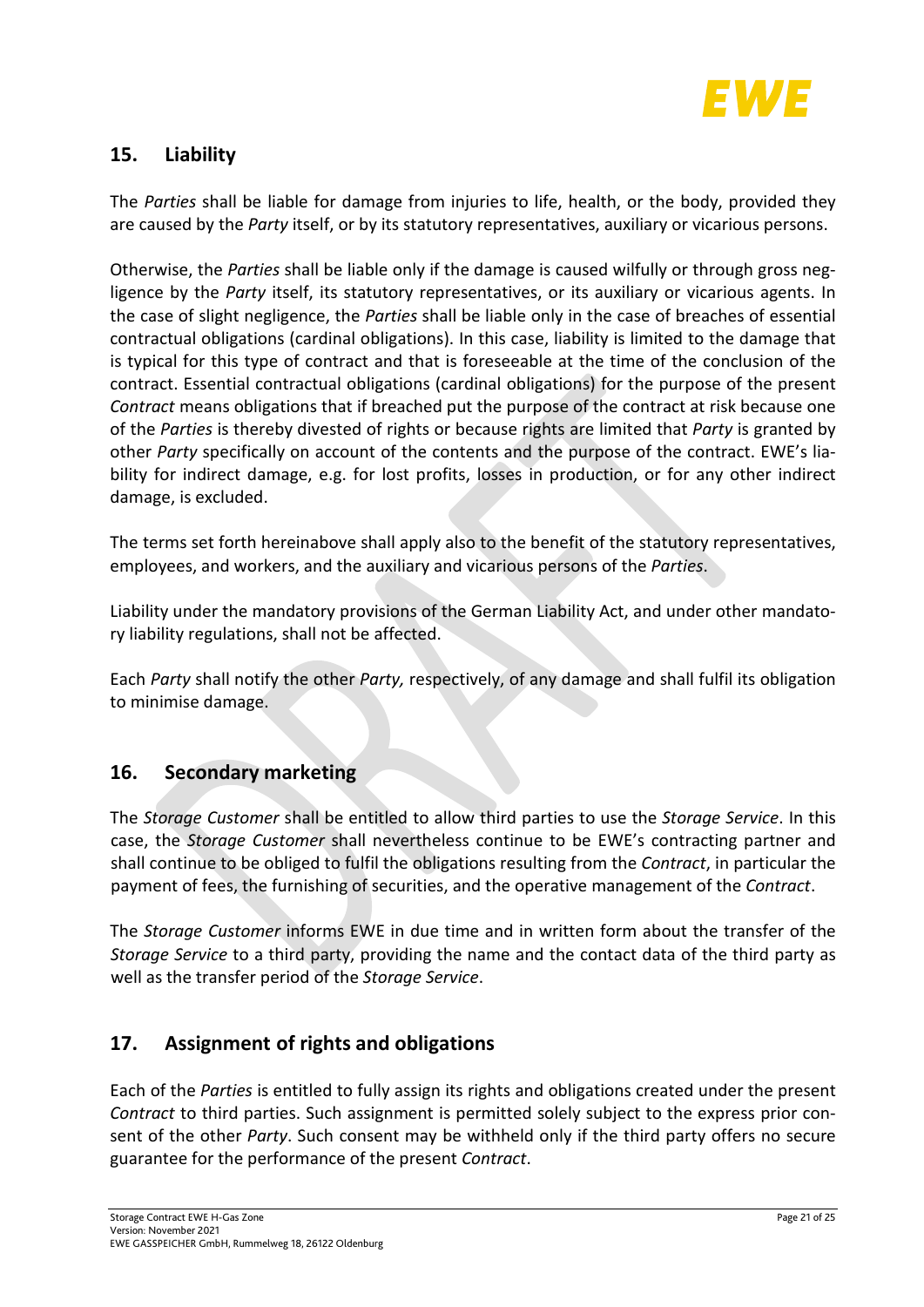## 15. Liability

The *Parties* shall be liable for damage from injuries to life, health, or the body, provided they are caused by the *Party* itself, or by its statutory representatives, auxiliary or vicarious persons.

Otherwise, the *Parties* shall be liable only if the damage is caused wilfully or through gross negligence by the *Party* itself, its statutory representatives, or its auxiliary or vicarious agents. In the case of slight negligence, the *Parties* shall be liable only in the case of breaches of essential contractual obligations (cardinal obligations). In this case, liability is limited to the damage that is typical for this type of contract and that is foreseeable at the time of the conclusion of the contract. Essential contractual obligations (cardinal obligations) for the purpose of the present *Contract* means obligations that if breached put the purpose of the contract at risk because one of the *Parties* is thereby divested of rights or because rights are limited that *Party* is granted by other *Party* specifically on account of the contents and the purpose of the contract. EWE's liability for indirect damage, e.g. for lost profits, losses in production, or for any other indirect damage, is excluded.

The terms set forth hereinabove shall apply also to the benefit of the statutory representatives, employees, and workers, and the auxiliary and vicarious persons of the *Parties*.

Liability under the mandatory provisions of the German Liability Act, and under other mandatory liability regulations, shall not be affected.

Each *Party* shall notify the other *Party,* respectively, of any damage and shall fulfil its obligation to minimise damage.

## 16. Secondary marketing

The *Storage Customer* shall be entitled to allow third parties to use the *Storage Service*. In this case, the *Storage Customer* shall nevertheless continue to be EWE's contracting partner and shall continue to be obliged to fulfil the obligations resulting from the *Contract*, in particular the payment of fees, the furnishing of securities, and the operative management of the *Contract*.

The *Storage Customer* informs EWE in due time and in written form about the transfer of the *Storage Service* to a third party, providing the name and the contact data of the third party as well as the transfer period of the *Storage Service*.

## 17. Assignment of rights and obligations

Each of the *Parties* is entitled to fully assign its rights and obligations created under the present *Contract* to third parties. Such assignment is permitted solely subject to the express prior consent of the other *Party*. Such consent may be withheld only if the third party offers no secure guarantee for the performance of the present *Contract*.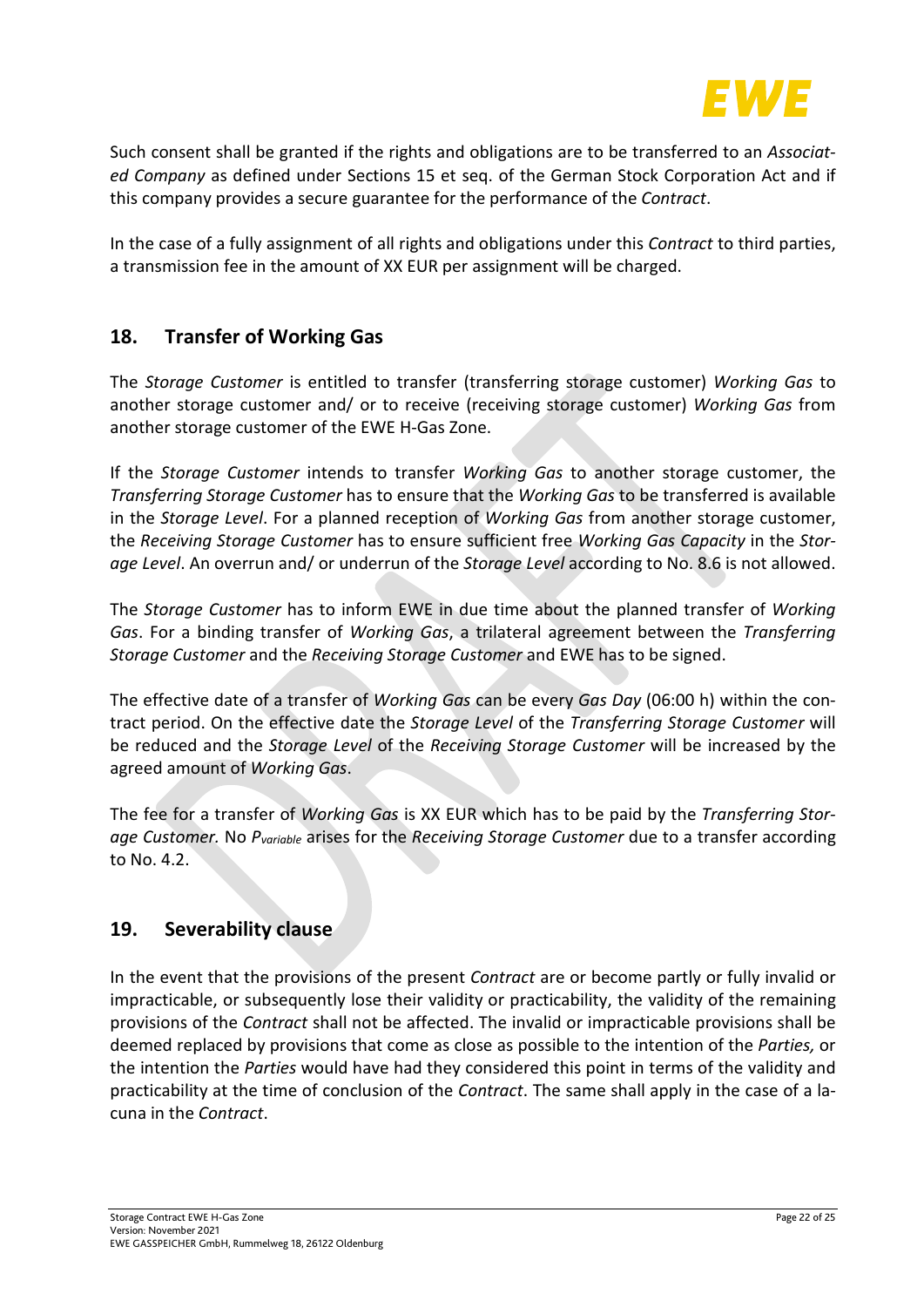Such consent shall be granted if the rights and obligations are to be transferred to an *Associated Company* as defined under Sections 15 et seq. of the German Stock Corporation Act and if this company provides a secure guarantee for the performance of the *Contract*.

In the case of a fully assignment of all rights and obligations under this *Contract* to third parties, a transmission fee in the amount of XX EUR per assignment will be charged.

## 18. Transfer of Working Gas

The *Storage Customer* is entitled to transfer (transferring storage customer) *Working Gas* to another storage customer and/ or to receive (receiving storage customer) *Working Gas* from another storage customer of the EWE H-Gas Zone.

If the *Storage Customer* intends to transfer *Working Gas* to another storage customer, the *Transferring Storage Customer* has to ensure that the *Working Gas* to be transferred is available in the *Storage Level*. For a planned reception of *Working Gas* from another storage customer, the *Receiving Storage Customer* has to ensure sufficient free *Working Gas Capacity* in the *Storage Level*. An overrun and/ or underrun of the *Storage Level* according to No. 8.6 is not allowed.

The *Storage Customer* has to inform EWE in due time about the planned transfer of *Working Gas*. For a binding transfer of *Working Gas*, a trilateral agreement between the *Transferring Storage Customer* and the *Receiving Storage Customer* and EWE has to be signed.

The effective date of a transfer of *Working Gas* can be every *Gas Day* (06:00 h) within the contract period. On the effective date the *Storage Level* of the *Transferring Storage Customer* will be reduced and the *Storage Level* of the *Receiving Storage Customer* will be increased by the agreed amount of *Working Gas*.

The fee for a transfer of *Working Gas* is XX EUR which has to be paid by the *Transferring Storage Customer*. No $P_{variable}$ arises for the *Receiving Storage Customer* due to a transfer according to No. 4.2.

## 19. Severability clause

In the event that the provisions of the present *Contract* are or become partly or fully invalid or impracticable, or subsequently lose their validity or practicability, the validity of the remaining provisions of the *Contract* shall not be affected. The invalid or impracticable provisions shall be deemed replaced by provisions that come as close as possible to the intention of the *Parties,* or the intention the *Parties* would have had they considered this point in terms of the validity and practicability at the time of conclusion of the *Contract*. The same shall apply in the case of a lacuna in the *Contract*.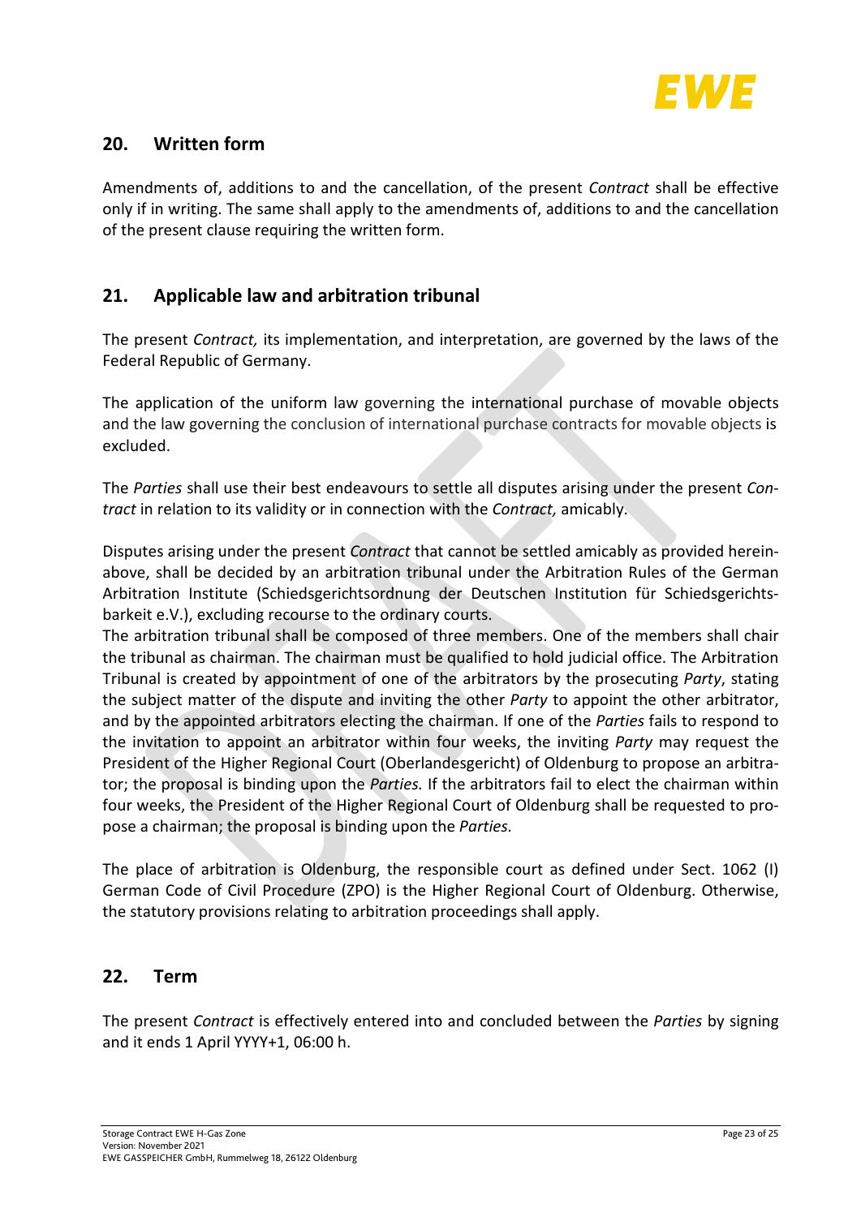## 20. Written form

Amendments of, additions to and the cancellation, of the present *Contract* shall be effective only if in writing. The same shall apply to the amendments of, additions to and the cancellation of the present clause requiring the written form.

## 21. Applicable law and arbitration tribunal

The present *Contract,* its implementation, and interpretation, are governed by the laws of the Federal Republic of Germany.

The application of the uniform law governing the international purchase of movable objects and the law governing the conclusion of international purchase contracts for movable objects is excluded.

The *Parties* shall use their best endeavours to settle all disputes arising under the present *Contract* in relation to its validity or in connection with the *Contract,* amicably.

Disputes arising under the present *Contract* that cannot be settled amicably as provided hereinabove, shall be decided by an arbitration tribunal under the Arbitration Rules of the German Arbitration Institute (Schiedsgerichtsordnung der Deutschen Institution für Schiedsgerichtsbarkeit e.V.), excluding recourse to the ordinary courts.
The arbitration tribunal shall be composed of three members. One of the members shall chair the tribunal as chairman. The chairman must be qualified to hold judicial office. The Arbitration Tribunal is created by appointment of one of the arbitrators by the prosecuting *Party*, stating the subject matter of the dispute and inviting the other *Party* to appoint the other arbitrator, and by the appointed arbitrators electing the chairman. If one of the *Parties* fails to respond to the invitation to appoint an arbitrator within four weeks, the inviting *Party* may request the President of the Higher Regional Court (Oberlandesgericht) of Oldenburg to propose an arbitrator; the proposal is binding upon the *Parties.* If the arbitrators fail to elect the chairman within four weeks, the President of the Higher Regional Court of Oldenburg shall be requested to propose a chairman; the proposal is binding upon the *Parties.*

The place of arbitration is Oldenburg, the responsible court as defined under Sect. 1062 (I) German Code of Civil Procedure (ZPO) is the Higher Regional Court of Oldenburg. Otherwise, the statutory provisions relating to arbitration proceedings shall apply.

## 22. Term

The present *Contract* is effectively entered into and concluded between the *Parties* by signing and it ends 1 April YYYY+1, 06:00 h.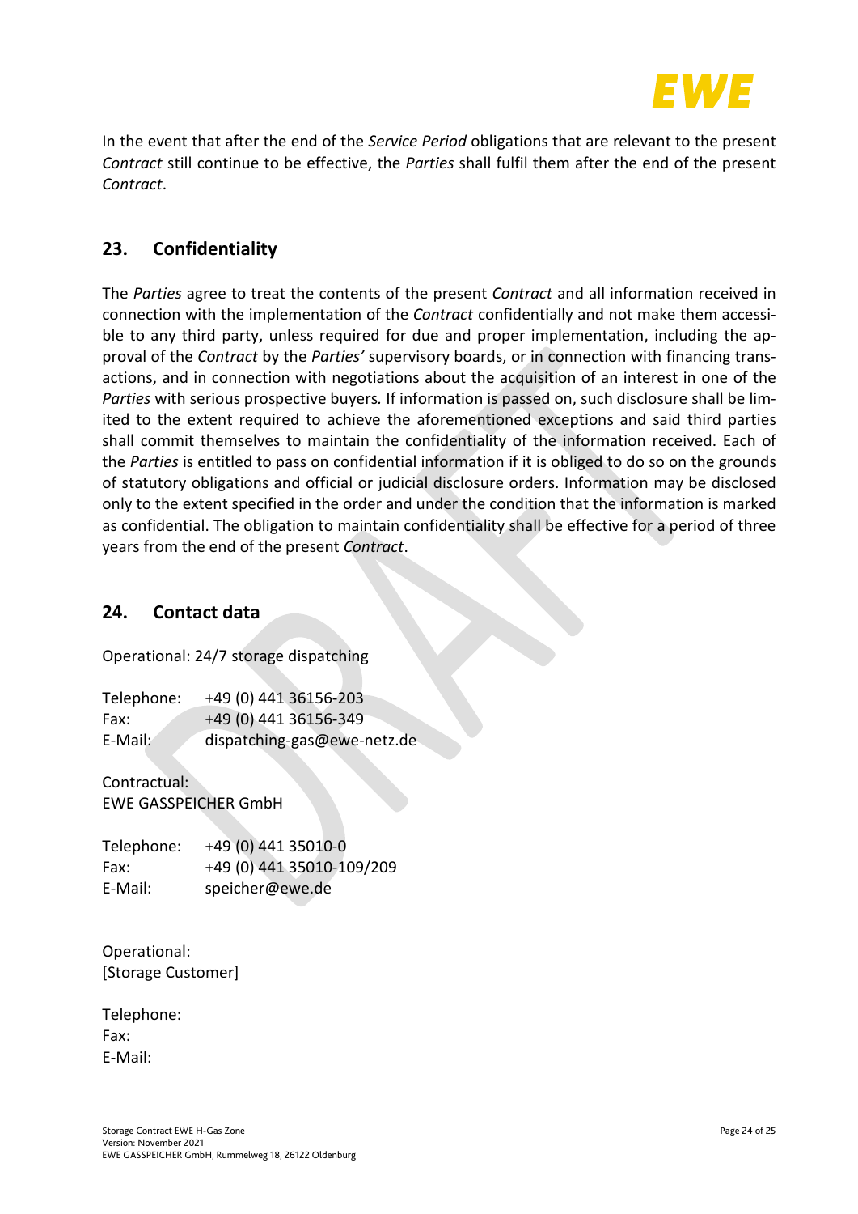In the event that after the end of the *Service Period* obligations that are relevant to the present *Contract* still continue to be effective, the *Parties* shall fulfil them after the end of the present *Contract*.

## 23. Confidentiality

The *Parties* agree to treat the contents of the present *Contract* and all information received in connection with the implementation of the *Contract* confidentially and not make them accessible to any third party, unless required for due and proper implementation, including the approval of the *Contract* by the *Parties'* supervisory boards, or in connection with financing transactions, and in connection with negotiations about the acquisition of an interest in one of the *Parties* with serious prospective buyers. If information is passed on, such disclosure shall be limited to the extent required to achieve the aforementioned exceptions and said third parties shall commit themselves to maintain the confidentiality of the information received. Each of the *Parties* is entitled to pass on confidential information if it is obliged to do so on the grounds of statutory obligations and official or judicial disclosure orders. Information may be disclosed only to the extent specified in the order and under the condition that the information is marked as confidential. The obligation to maintain confidentiality shall be effective for a period of three years from the end of the present *Contract*.

## 24. Contact data

Operational: 24/7 storage dispatching

Telephone: +49 (0) 441 36156-203
Fax: +49 (0) 441 36156-349
E-Mail: dispatching-gas@ewe-netz.de

Contractual:
EWE GASSPEICHER GmbH

Telephone: +49 (0) 441 35010-0
Fax: +49 (0) 441 35010-109/209
E-Mail: speicher@ewe.de

Operational:
[Storage Customer]

Telephone:
Fax:
E-Mail: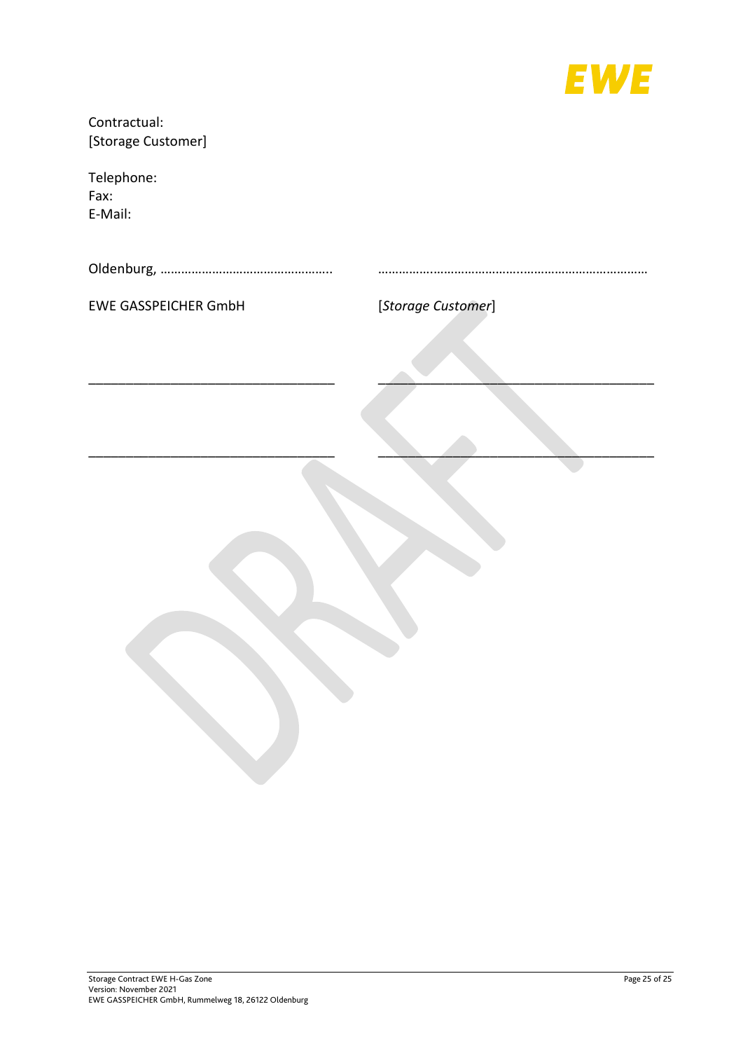Contractual:
[Storage Customer]

Telephone:
Fax:
E-Mail:

Oldenburg, …………………………………………..

……………………………………………………………………

EWE GASSPEICHER GmbH

[*Storage Customer*]

\_\_\_\_\_\_\_\_\_\_\_\_\_\_\_\_\_\_\_\_\_\_\_\_\_\_\_\_\_\_\_\_\_\_ \_\_\_\_\_\_\_\_\_\_\_\_\_\_\_\_\_\_\_\_\_\_\_\_\_\_\_\_\_\_\_\_\_\_\_\_\_\_

\_\_\_\_\_\_\_\_\_\_\_\_\_\_\_\_\_\_\_\_\_\_\_\_\_\_\_\_\_\_\_\_\_\_ \_\_\_\_\_\_\_\_\_\_\_\_\_\_\_\_\_\_\_\_\_\_\_\_\_\_\_\_\_\_\_\_\_\_\_\_\_\_

DRAFT